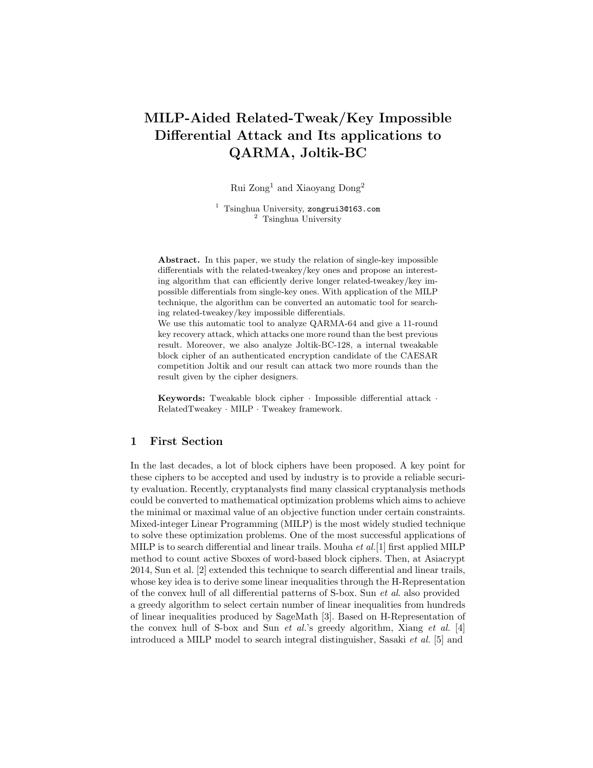# MILP-Aided Related-Tweak/Key Impossible Differential Attack and Its applications to QARMA, Joltik-BC

Rui Zong[1] and Xiaoyang Dong[2]

[1] Tsinghua University, zongrui3@163.com
[2] Tsinghua University

**Abstract.** In this paper, we study the relation of single-key impossible differentials with the related-tweakey/key ones and propose an interesting algorithm that can efficiently derive longer related-tweakey/key impossible differentials from single-key ones. With application of the MILP technique, the algorithm can be converted an automatic tool for searching related-tweakey/key impossible differentials.

We use this automatic tool to analyze QARMA-64 and give a 11-round key recovery attack, which attacks one more round than the best previous result. Moreover, we also analyze Joltik-BC-128, a internal tweakable block cipher of an authenticated encryption candidate of the CAESAR competition Joltik and our result can attack two more rounds than the result given by the cipher designers.

**Keywords:** Tweakable block cipher · Impossible differential attack · RelatedTweakey · MILP · Tweakey framework.

## 1 First Section

In the last decades, a lot of block ciphers have been proposed. A key point for these ciphers to be accepted and used by industry is to provide a reliable security evaluation. Recently, cryptanalysts find many classical cryptanalysis methods could be converted to mathematical optimization problems which aims to achieve the minimal or maximal value of an objective function under certain constraints. Mixed-integer Linear Programming (MILP) is the most widely studied technique to solve these optimization problems. One of the most successful applications of MILP is to search differential and linear trails. Mouha *et al.*[1] first applied MILP method to count active Sboxes of word-based block ciphers. Then, at Asiacrypt 2014, Sun et al. [2] extended this technique to search differential and linear trails, whose key idea is to derive some linear inequalities through the H-Representation of the convex hull of all differential patterns of S-box. Sun *et al*. also provided a greedy algorithm to select certain number of linear inequalities from hundreds of linear inequalities produced by SageMath [3]. Based on H-Representation of the convex hull of S-box and Sun *et al.*'s greedy algorithm, Xiang *et al.* [4] introduced a MILP model to search integral distinguisher, Sasaki *et al.* [5] and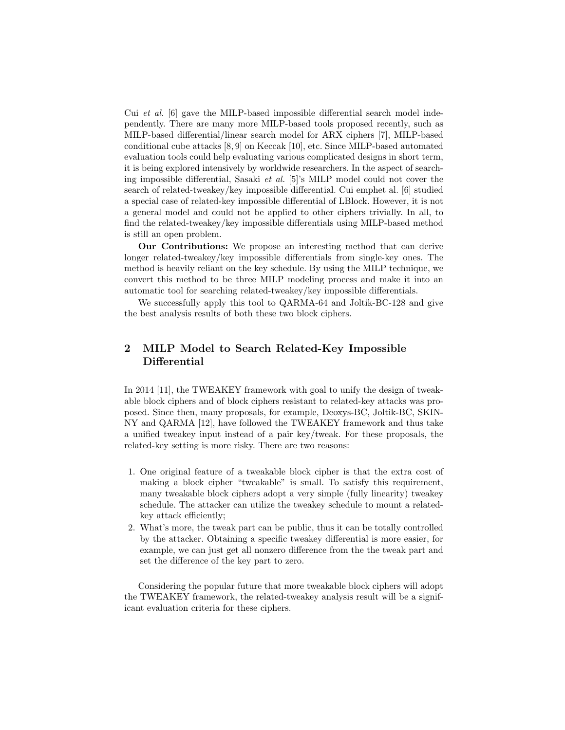Cui *et al.* [6] gave the MILP-based impossible differential search model independently. There are many more MILP-based tools proposed recently, such as MILP-based differential/linear search model for ARX ciphers [7], MILP-based conditional cube attacks [8, 9] on Keccak [10], etc. Since MILP-based automated evaluation tools could help evaluating various complicated designs in short term, it is being explored intensively by worldwide researchers. In the aspect of searching impossible differential, Sasaki *et al.* [5]'s MILP model could not cover the search of related-tweakey/key impossible differential. Cui emphet al. [6] studied a special case of related-key impossible differential of LBlock. However, it is not a general model and could not be applied to other ciphers trivially. In all, to find the related-tweakey/key impossible differentials using MILP-based method is still an open problem.

**Our Contributions:** We propose an interesting method that can derive longer related-tweakey/key impossible differentials from single-key ones. The method is heavily reliant on the key schedule. By using the MILP technique, we convert this method to be three MILP modeling process and make it into an automatic tool for searching related-tweakey/key impossible differentials.

We successfully apply this tool to QARMA-64 and Joltik-BC-128 and give the best analysis results of both these two block ciphers.

## 2 MILP Model to Search Related-Key Impossible Differential

In 2014 [11], the TWEAKEY framework with goal to unify the design of tweakable block ciphers and of block ciphers resistant to related-key attacks was proposed. Since then, many proposals, for example, Deoxys-BC, Joltik-BC, SKINNY and QARMA [12], have followed the TWEAKEY framework and thus take a unified tweakey input instead of a pair key/tweak. For these proposals, the related-key setting is more risky. There are two reasons:

1. One original feature of a tweakable block cipher is that the extra cost of making a block cipher "tweakable" is small. To satisfy this requirement, many tweakable block ciphers adopt a very simple (fully linearity) tweakey schedule. The attacker can utilize the tweakey schedule to mount a related-key attack efficiently;
2. What's more, the tweak part can be public, thus it can be totally controlled by the attacker. Obtaining a specific tweakey differential is more easier, for example, we can just get all nonzero difference from the the tweak part and set the difference of the key part to zero.

Considering the popular future that more tweakable block ciphers will adopt the TWEAKEY framework, the related-tweakey analysis result will be a significant evaluation criteria for these ciphers.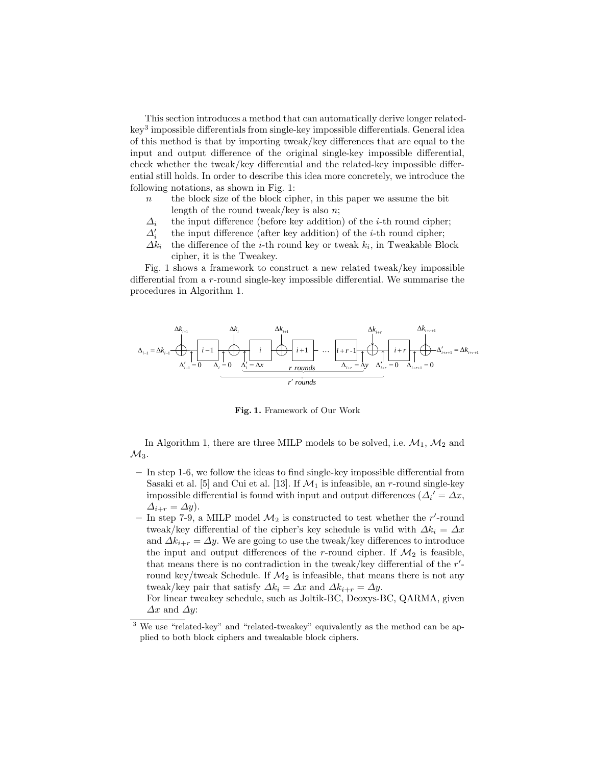This section introduces a method that can automatically derive longer related-key[3] impossible differentials from single-key impossible differentials. General idea of this method is that by importing tweak/key differences that are equal to the input and output difference of the original single-key impossible differential, check whether the tweak/key differential and the related-key impossible differential still holds. In order to describe this idea more concretely, we introduce the following notations, as shown in Fig. 1:

- $n$ the block size of the block cipher, in this paper we assume the bit length of the round tweak/key is also $n$;
- $\Delta_i$ the input difference (before key addition) of the $i$-th round cipher;
- $\Delta_i'$ the input difference (after key addition) of the $i$-th round cipher;
- $\Delta k_i$ the difference of the $i$-th round key or tweak $k_i$, in Tweakable Block cipher, it is the Tweakey.

Fig. 1 shows a framework to construct a new related tweak/key impossible differential from a $r$-round single-key impossible differential. We summarise the procedures in Algorithm 1.

**Fig. 1.** Framework of Our Work

In Algorithm 1, there are three MILP models to be solved, i.e. $\mathcal{M}_1$, $\mathcal{M}_2$ and $\mathcal{M}_3$.

- In step 1-6, we follow the ideas to find single-key impossible differential from Sasaki et al. [5] and Cui et al. [13]. If $\mathcal{M}_1$ is infeasible, an $r$-round single-key impossible differential is found with input and output differences ($\Delta_i{}' = \Delta x$, $\Delta_{i+r} = \Delta y$).
- In step 7-9, a MILP model $\mathcal{M}_2$ is constructed to test whether the $r'$-round tweak/key differential of the cipher's key schedule is valid with $\Delta k_i = \Delta x$ and $\Delta k_{i+r} = \Delta y$. We are going to use the tweak/key differences to introduce the input and output differences of the $r$-round cipher. If $\mathcal{M}_2$ is feasible, that means there is no contradiction in the tweak/key differential of the $r'$-round key/tweak Schedule. If $\mathcal{M}_2$ is infeasible, that means there is not any tweak/key pair that satisfy $\Delta k_i = \Delta x$ and $\Delta k_{i+r} = \Delta y$.

  For linear tweakey schedule, such as Joltik-BC, Deoxys-BC, QARMA, given $\Delta x$ and $\Delta y$:

[3] We use "related-key" and "related-tweakey" equivalently as the method can be applied to both block ciphers and tweakable block ciphers.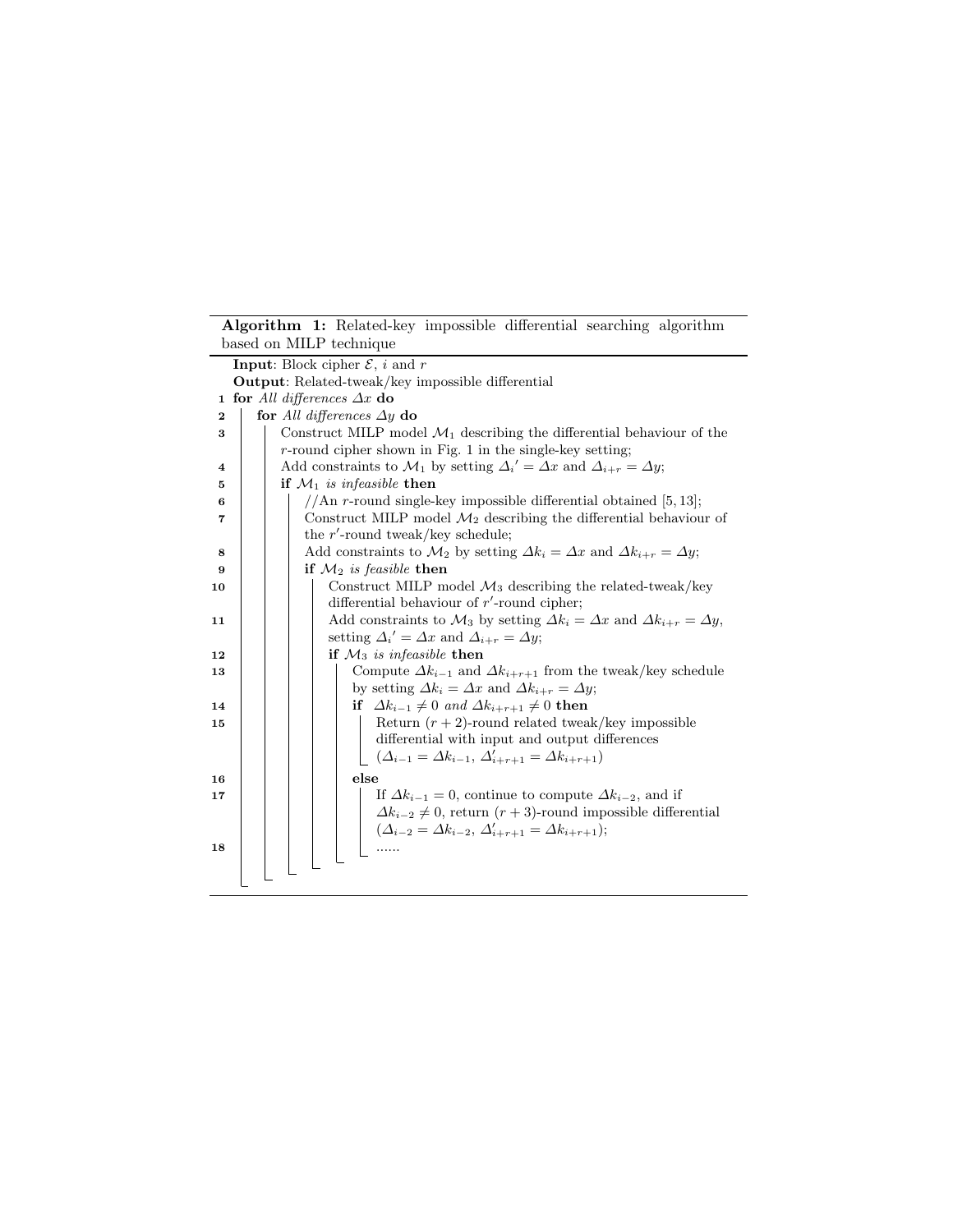**Algorithm 1:** Related-key impossible differential searching algorithm based on MILP technique

```
   Input: Block cipher ℰ, i and r
   Output: Related-tweak/key impossible differential
 1 for All differences Δx do
 2     for All differences Δy do
 3         Construct MILP model M1 describing the differential behaviour of the
           r-round cipher shown in Fig. 1 in the single-key setting;
 4         Add constraints to M1 by setting Δi' = Δx and Δ(i+r) = Δy;
 5         if M1 is infeasible then
 6             //An r-round single-key impossible differential obtained [5, 13];
 7             Construct MILP model M2 describing the differential behaviour of
               the r'-round tweak/key schedule;
 8             Add constraints to M2 by setting Δk(i) = Δx and Δk(i+r) = Δy;
 9             if M2 is feasible then
10                 Construct MILP model M3 describing the related-tweak/key
                   differential behaviour of r'-round cipher;
11                 Add constraints to M3 by setting Δk(i) = Δx and Δk(i+r) = Δy,
                   setting Δi' = Δx and Δ(i+r) = Δy;
12                 if M3 is infeasible then
13                     Compute Δk(i-1) and Δk(i+r+1) from the tweak/key schedule
                       by setting Δk(i) = Δx and Δk(i+r) = Δy;
14                     if Δk(i-1) ≠ 0 and Δk(i+r+1) ≠ 0 then
15                         Return (r + 2)-round related tweak/key impossible
                           differential with input and output differences
                           (Δ(i-1) = Δk(i-1), Δ'(i+r+1) = Δk(i+r+1))
16                     else
17                         If Δk(i-1) = 0, continue to compute Δk(i-2), and if
                           Δk(i-2) ≠ 0, return (r + 3)-round impossible differential
                           (Δ(i-2) = Δk(i-2), Δ'(i+r+1) = Δk(i+r+1));
18                         ......
```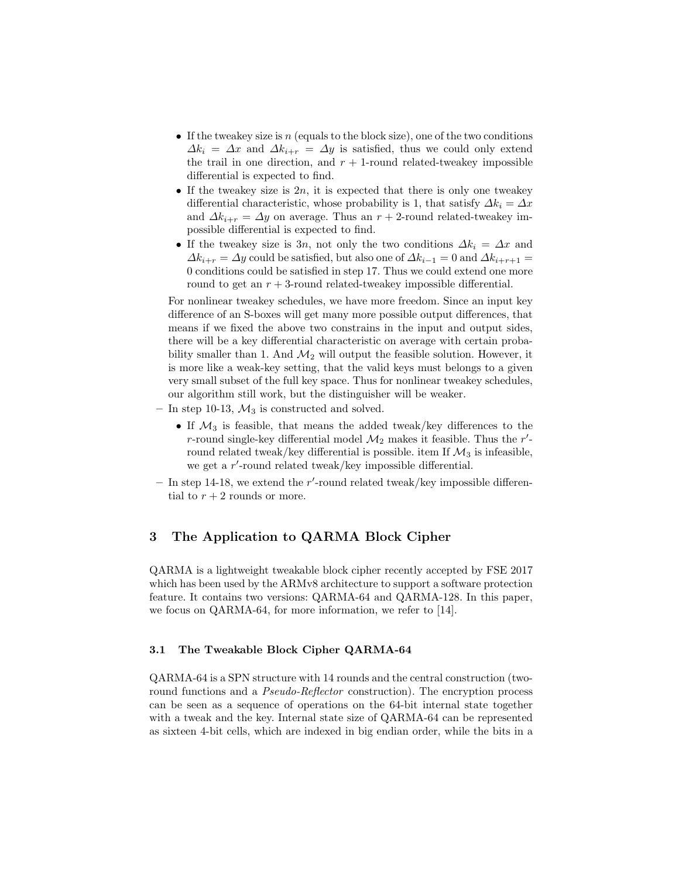- If the tweakey size is $n$ (equals to the block size), one of the two conditions $\Delta k_i = \Delta x$ and $\Delta k_{i+r} = \Delta y$ is satisfied, thus we could only extend the trail in one direction, and $r+1$-round related-tweakey impossible differential is expected to find.
- If the tweakey size is $2n$, it is expected that there is only one tweakey differential characteristic, whose probability is 1, that satisfy $\Delta k_i = \Delta x$ and $\Delta k_{i+r} = \Delta y$ on average. Thus an $r+2$-round related-tweakey impossible differential is expected to find.
- If the tweakey size is $3n$, not only the two conditions $\Delta k_i = \Delta x$ and $\Delta k_{i+r} = \Delta y$ could be satisfied, but also one of $\Delta k_{i-1} = 0$ and $\Delta k_{i+r+1} = 0$ conditions could be satisfied in step 17. Thus we could extend one more round to get an $r+3$-round related-tweakey impossible differential.

  For nonlinear tweakey schedules, we have more freedom. Since an input key difference of an S-boxes will get many more possible output differences, that means if we fixed the above two constrains in the input and output sides, there will be a key differential characteristic on average with certain probability smaller than 1. And $\mathcal{M}_2$ will output the feasible solution. However, it is more like a weak-key setting, that the valid keys must belongs to a given very small subset of the full key space. Thus for nonlinear tweakey schedules, our algorithm still work, but the distinguisher will be weaker.

– In step 10-13, $\mathcal{M}_3$ is constructed and solved.
  - If $\mathcal{M}_3$ is feasible, that means the added tweak/key differences to the $r$-round single-key differential model $\mathcal{M}_2$ makes it feasible. Thus the $r'$-round related tweak/key differential is possible. item If $\mathcal{M}_3$ is infeasible, we get a $r'$-round related tweak/key impossible differential.

– In step 14-18, we extend the $r'$-round related tweak/key impossible differential to $r+2$ rounds or more.

## 3 The Application to QARMA Block Cipher

QARMA is a lightweight tweakable block cipher recently accepted by FSE 2017 which has been used by the ARMv8 architecture to support a software protection feature. It contains two versions: QARMA-64 and QARMA-128. In this paper, we focus on QARMA-64, for more information, we refer to [14].

### 3.1 The Tweakable Block Cipher QARMA-64

QARMA-64 is a SPN structure with 14 rounds and the central construction (two-round functions and a *Pseudo-Reflector* construction). The encryption process can be seen as a sequence of operations on the 64-bit internal state together with a tweak and the key. Internal state size of QARMA-64 can be represented as sixteen 4-bit cells, which are indexed in big endian order, while the bits in a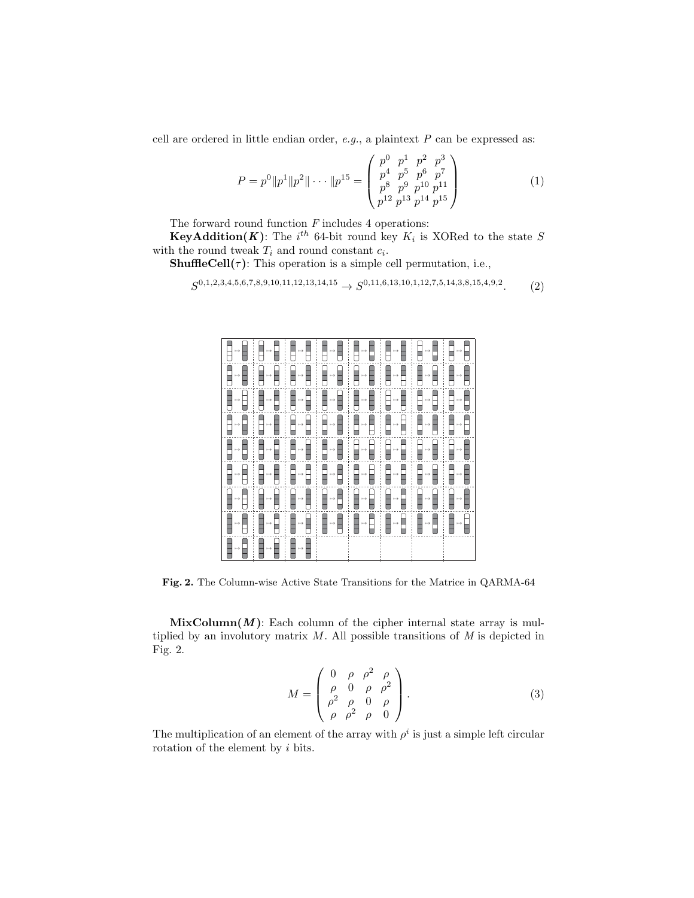cell are ordered in little endian order, *e.g.*, a plaintext $P$ can be expressed as:

$$P = p^0 \| p^1 \| p^2 \| \cdots \| p^{15} = \begin{pmatrix} p^0 & p^1 & p^2 & p^3 \\ p^4 & p^5 & p^6 & p^7 \\ p^8 & p^9 & p^{10} & p^{11} \\ p^{12} & p^{13} & p^{14} & p^{15} \end{pmatrix} \tag{1}$$

The forward round function $F$ includes 4 operations:

**KeyAddition($K$)**: The $i^{th}$ 64-bit round key $K_i$ is XORed to the state $S$ with the round tweak $T_i$ and round constant $c_i$.

**ShuffleCell($\tau$)**: This operation is a simple cell permutation, i.e.,

$$S^{0,1,2,3,4,5,6,7,8,9,10,11,12,13,14,15} \rightarrow S^{0,11,6,13,10,1,12,7,5,14,3,8,15,4,9,2}. \tag{2}$$

**Fig. 2.** The Column-wise Active State Transitions for the Matrice in QARMA-64

**MixColumn($M$)**: Each column of the cipher internal state array is multiplied by an involutory matrix $M$. All possible transitions of $M$ is depicted in Fig. 2.

$$M = \begin{pmatrix} 0 & \rho & \rho^2 & \rho \\ \rho & 0 & \rho & \rho^2 \\ \rho^2 & \rho & 0 & \rho \\ \rho & \rho^2 & \rho & 0 \end{pmatrix}. \tag{3}$$

The multiplication of an element of the array with $\rho^i$ is just a simple left circular rotation of the element by $i$ bits.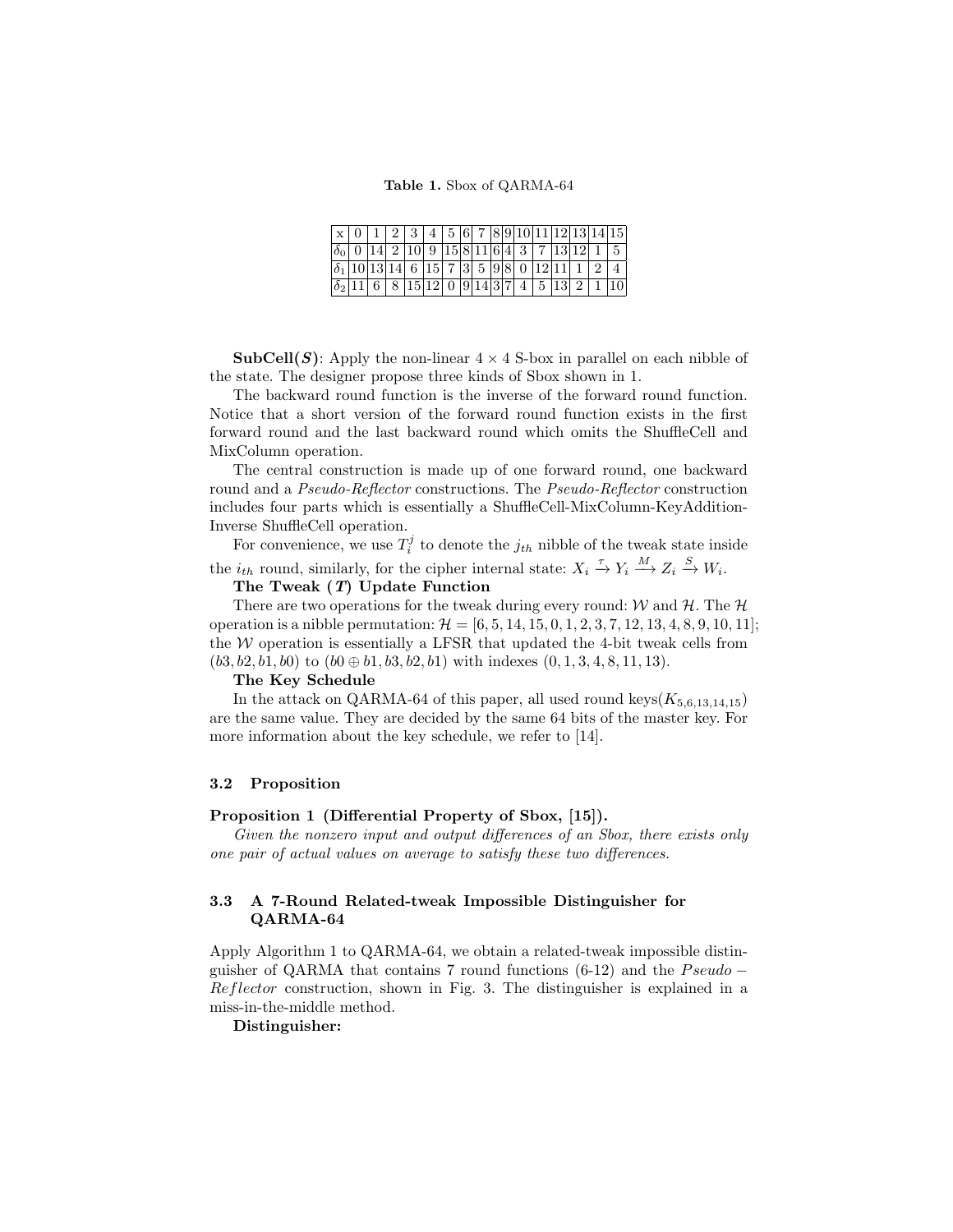**Table 1.** Sbox of QARMA-64

| x | 0 | 1 | 2 | 3 | 4 | 5 | 6 | 7 | 8 | 9 | 10 | 11 | 12 | 13 | 14 | 15 |
|---|---|---|---|---|---|---|---|---|---|---|---|---|---|---|---|---|
| $\delta_0$ | 0 | 14 | 2 | 10 | 9 | 15 | 8 | 11 | 6 | 4 | 3 | 7 | 13 | 12 | 1 | 5 |
| $\delta_1$ | 10 | 13 | 14 | 6 | 15 | 7 | 3 | 5 | 9 | 8 | 0 | 12 | 11 | 1 | 2 | 4 |
| $\delta_2$ | 11 | 6 | 8 | 15 | 12 | 0 | 9 | 14 | 3 | 7 | 4 | 5 | 13 | 2 | 1 | 10 |

**SubCell($S$)**: Apply the non-linear $4 \times 4$ S-box in parallel on each nibble of the state. The designer propose three kinds of Sbox shown in 1.

The backward round function is the inverse of the forward round function. Notice that a short version of the forward round function exists in the first forward round and the last backward round which omits the ShuffleCell and MixColumn operation.

The central construction is made up of one forward round, one backward round and a *Pseudo-Reflector* constructions. The *Pseudo-Reflector* construction includes four parts which is essentially a ShuffleCell-MixColumn-KeyAddition-Inverse ShuffleCell operation.

For convenience, we use $T_i^j$ to denote the $j_{th}$ nibble of the tweak state inside the $i_{th}$ round, similarly, for the cipher internal state: $X_i \xrightarrow{\tau} Y_i \xrightarrow{M} Z_i \xrightarrow{S} W_i$.

**The Tweak ($T$) Update Function**

There are two operations for the tweak during every round: $\mathcal{W}$ and $\mathcal{H}$. The $\mathcal{H}$ operation is a nibble permutation: $\mathcal{H} = [6, 5, 14, 15, 0, 1, 2, 3, 7, 12, 13, 4, 8, 9, 10, 11]$; the $\mathcal{W}$ operation is essentially a LFSR that updated the 4-bit tweak cells from $(b3, b2, b1, b0)$ to $(b0 \oplus b1, b3, b2, b1)$ with indexes $(0, 1, 3, 4, 8, 11, 13)$.

**The Key Schedule**

In the attack on QARMA-64 of this paper, all used round keys($K_{5,6,13,14,15}$) are the same value. They are decided by the same 64 bits of the master key. For more information about the key schedule, we refer to [14].

### 3.2 Proposition

**Proposition 1 (Differential Property of Sbox, [15]).**

*Given the nonzero input and output differences of an Sbox, there exists only one pair of actual values on average to satisfy these two differences.*

### 3.3 A 7-Round Related-tweak Impossible Distinguisher for QARMA-64

Apply Algorithm 1 to QARMA-64, we obtain a related-tweak impossible distinguisher of QARMA that contains 7 round functions (6-12) and the $Pseudo-Reflector$ construction, shown in Fig. 3. The distinguisher is explained in a miss-in-the-middle method.

**Distinguisher:**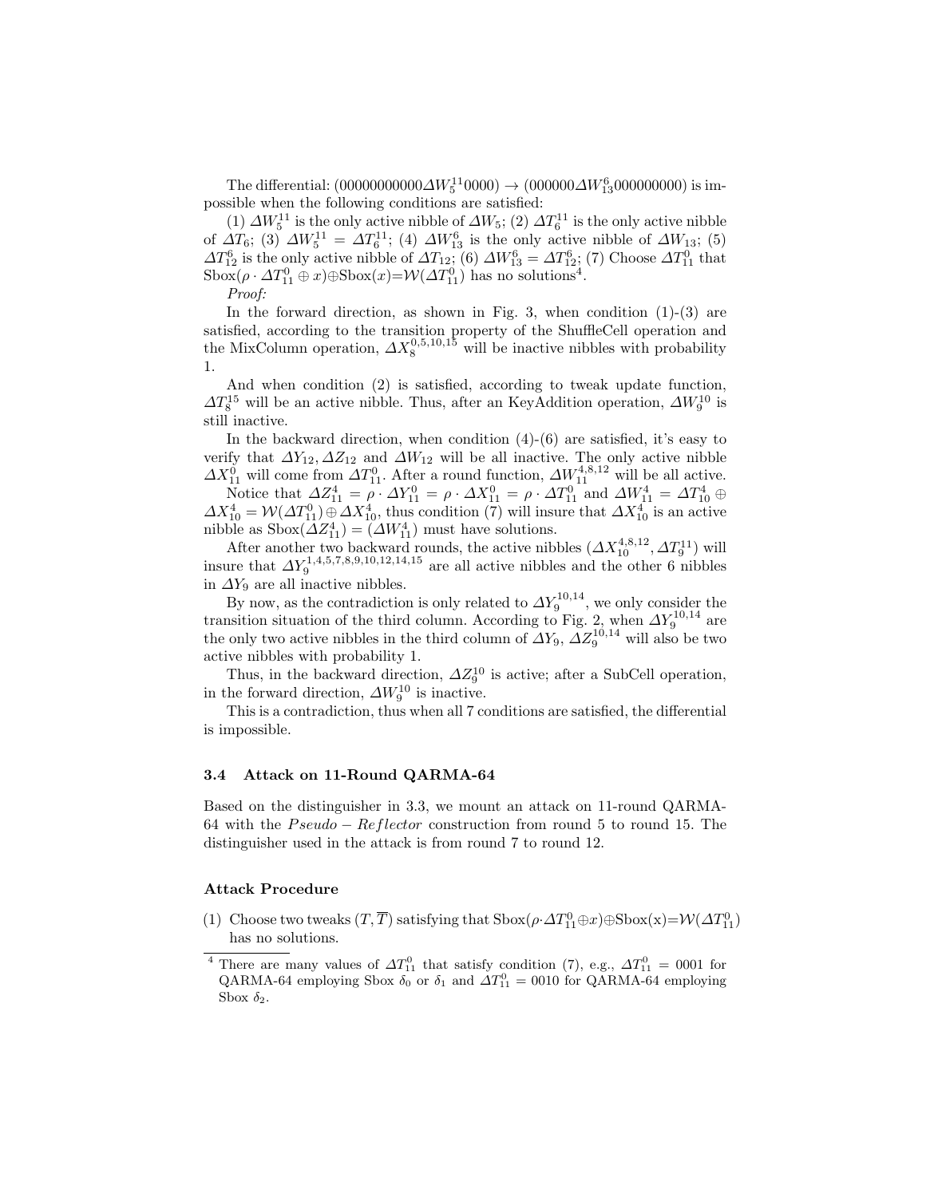The differential: $(00000000000\Delta W_5^{11}0000) \rightarrow (000000\Delta W_{13}^{6}000000000)$ is impossible when the following conditions are satisfied:

(1) $\Delta W_5^{11}$ is the only active nibble of $\Delta W_5$; (2) $\Delta T_6^{11}$ is the only active nibble of $\Delta T_6$; (3) $\Delta W_5^{11} = \Delta T_6^{11}$; (4) $\Delta W_{13}^{6}$ is the only active nibble of $\Delta W_{13}$; (5) $\Delta T_{12}^{6}$ is the only active nibble of $\Delta T_{12}$; (6) $\Delta W_{13}^{6} = \Delta T_{12}^{6}$; (7) Choose $\Delta T_{11}^{0}$ that $\mathrm{Sbox}(\rho \cdot \Delta T_{11}^{0} \oplus x) \oplus \mathrm{Sbox}(x) = \mathcal{W}(\Delta T_{11}^{0})$ has no solutions[4].

*Proof:*

In the forward direction, as shown in Fig. 3, when condition (1)-(3) are satisfied, according to the transition property of the ShuffleCell operation and the MixColumn operation, $\Delta X_8^{0,5,10,15}$ will be inactive nibbles with probability 1.

And when condition (2) is satisfied, according to tweak update function, $\Delta T_8^{15}$ will be an active nibble. Thus, after an KeyAddition operation, $\Delta W_9^{10}$ is still inactive.

In the backward direction, when condition (4)-(6) are satisfied, it's easy to verify that $\Delta Y_{12}, \Delta Z_{12}$ and $\Delta W_{12}$ will be all inactive. The only active nibble $\Delta X_{11}^{0}$ will come from $\Delta T_{11}^{0}$. After a round function, $\Delta W_{11}^{4,8,12}$ will be all active.

Notice that $\Delta Z_{11}^{4} = \rho \cdot \Delta Y_{11}^{0} = \rho \cdot \Delta X_{11}^{0} = \rho \cdot \Delta T_{11}^{0}$ and $\Delta W_{11}^{4} = \Delta T_{10}^{4} \oplus \Delta X_{10}^{4} = \mathcal{W}(\Delta T_{11}^{0}) \oplus \Delta X_{10}^{4}$, thus condition (7) will insure that $\Delta X_{10}^{4}$ is an active nibble as $\mathrm{Sbox}(\Delta Z_{11}^{4}) = (\Delta W_{11}^{4})$ must have solutions.

After another two backward rounds, the active nibbles $(\Delta X_{10}^{4,8,12}, \Delta T_9^{11})$ will insure that $\Delta Y_9^{1,4,5,7,8,9,10,12,14,15}$ are all active nibbles and the other 6 nibbles in $\Delta Y_9$ are all inactive nibbles.

By now, as the contradiction is only related to $\Delta Y_9^{10,14}$, we only consider the transition situation of the third column. According to Fig. 2, when $\Delta Y_9^{10,14}$ are the only two active nibbles in the third column of $\Delta Y_9$, $\Delta Z_9^{10,14}$ will also be two active nibbles with probability 1.

Thus, in the backward direction, $\Delta Z_9^{10}$ is active; after a SubCell operation, in the forward direction, $\Delta W_9^{10}$ is inactive.

This is a contradiction, thus when all 7 conditions are satisfied, the differential is impossible.

### 3.4 Attack on 11-Round QARMA-64

Based on the distinguisher in 3.3, we mount an attack on 11-round QARMA-64 with the $Pseudo-Reflector$ construction from round 5 to round 15. The distinguisher used in the attack is from round 7 to round 12.

**Attack Procedure**

(1) Choose two tweaks $(T, \overline{T})$ satisfying that $\mathrm{Sbox}(\rho \cdot \Delta T_{11}^{0} \oplus x) \oplus \mathrm{Sbox}(\mathrm{x}) = \mathcal{W}(\Delta T_{11}^{0})$ has no solutions.

[4] There are many values of $\Delta T_{11}^{0}$ that satisfy condition (7), e.g., $\Delta T_{11}^{0} = 0001$ for QARMA-64 employing Sbox $\delta_0$ or $\delta_1$ and $\Delta T_{11}^{0} = 0010$ for QARMA-64 employing Sbox $\delta_2$.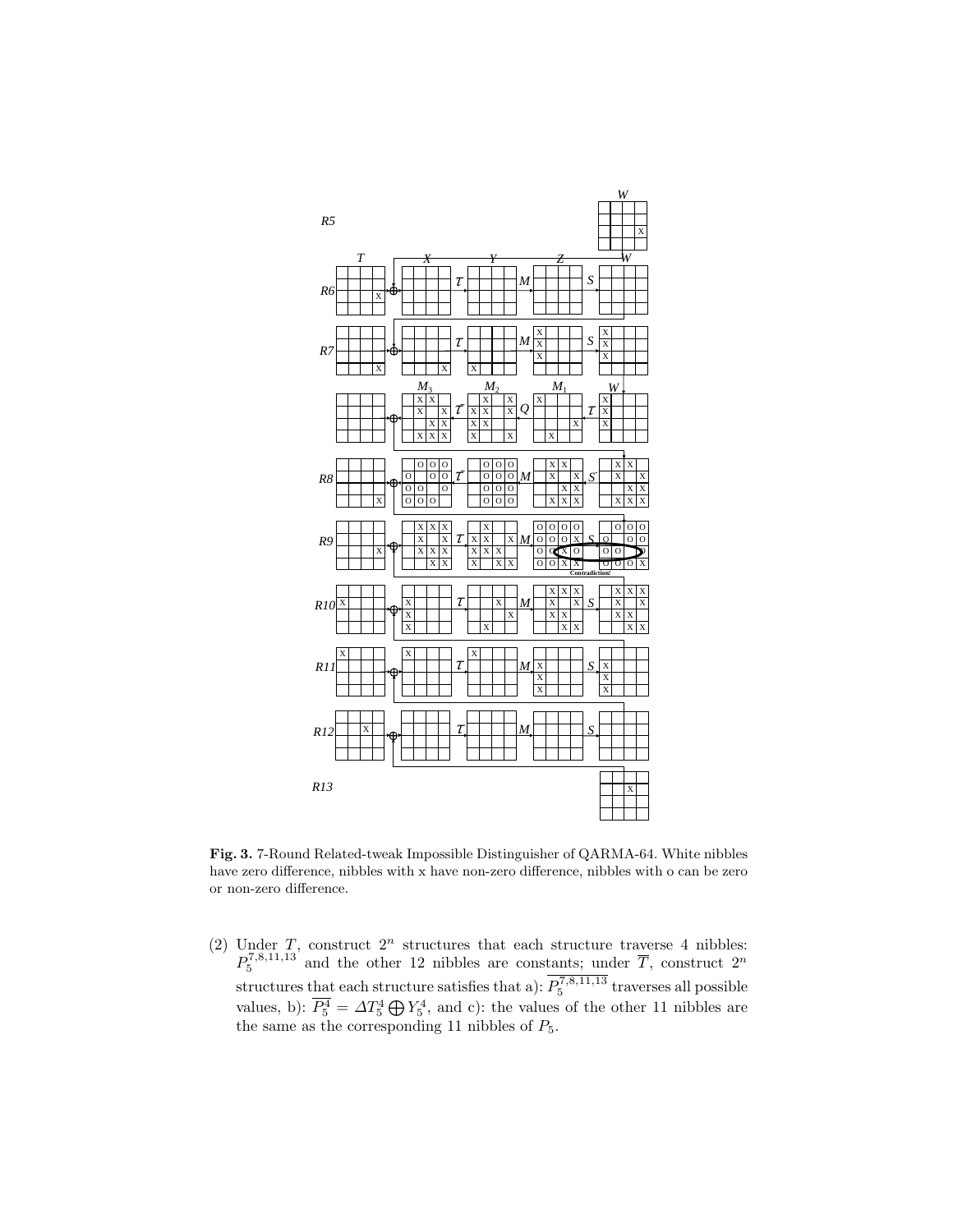**Fig. 3.** 7-Round Related-tweak Impossible Distinguisher of QARMA-64. White nibbles have zero difference, nibbles with x have non-zero difference, nibbles with o can be zero or non-zero difference.

(2) Under $T$, construct $2^n$ structures that each structure traverse 4 nibbles: $P_5^{7,8,11,13}$ and the other 12 nibbles are constants; under $\overline{T}$, construct $2^n$ structures that each structure satisfies that a): $\overline{P_5^{7,8,11,13}}$ traverses all possible values, b): $\overline{P_5^4} = \Delta T_5^4 \bigoplus Y_5^4$, and c): the values of the other 11 nibbles are the same as the corresponding 11 nibbles of $P_5$.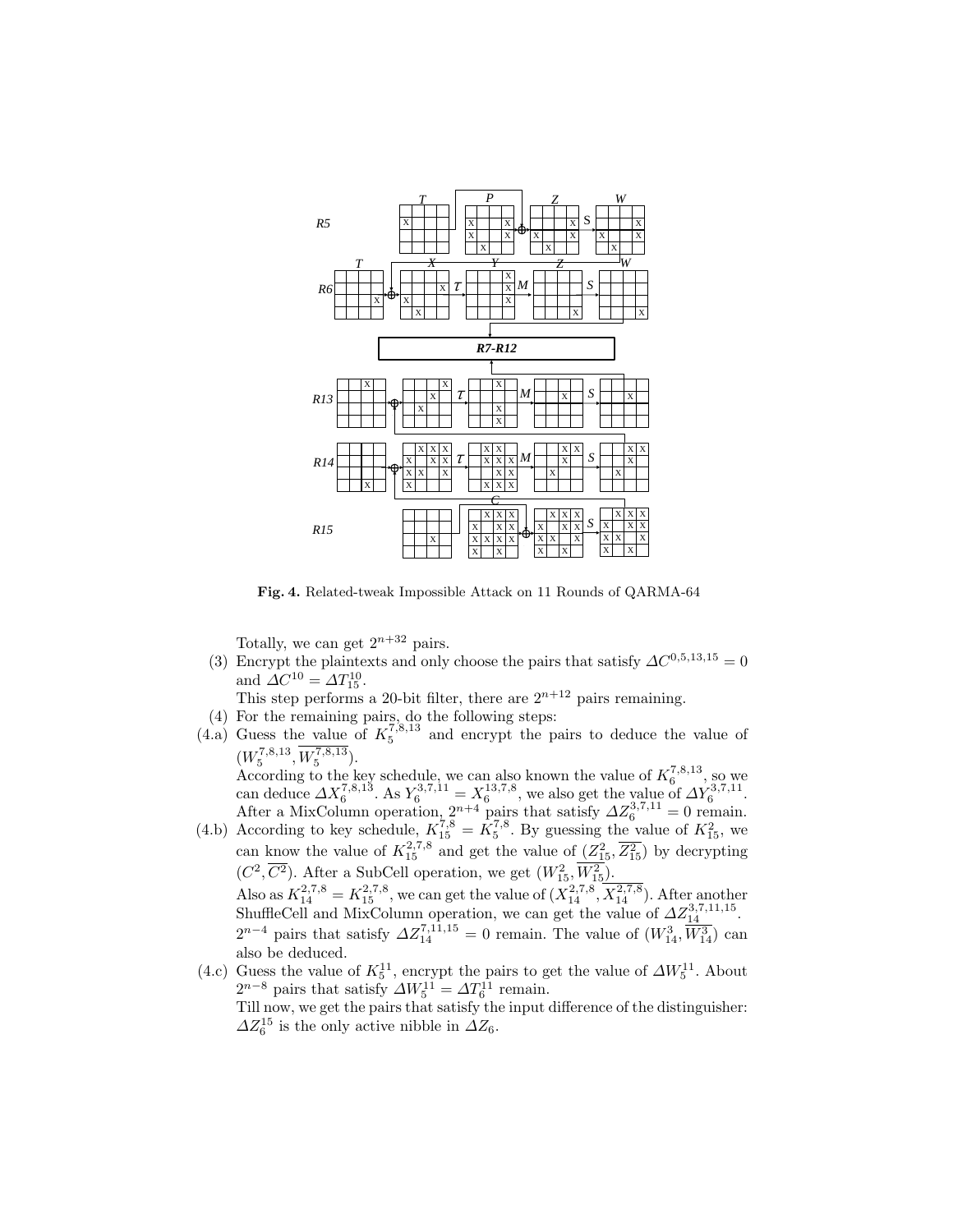**Fig. 4.** Related-tweak Impossible Attack on 11 Rounds of QARMA-64

Totally, we can get $2^{n+32}$ pairs.

(3) Encrypt the plaintexts and only choose the pairs that satisfy $\Delta C^{0,5,13,15} = 0$ and $\Delta C^{10} = \Delta T_{15}^{10}$.
This step performs a 20-bit filter, there are $2^{n+12}$ pairs remaining.

(4) For the remaining pairs, do the following steps:

(4.a) Guess the value of $K_5^{7,8,13}$ and encrypt the pairs to deduce the value of $(W_5^{7,8,13}, \overline{W_5^{7,8,13}})$.
According to the key schedule, we can also known the value of $K_6^{7,8,13}$, so we can deduce $\Delta X_6^{7,8,13}$. As $Y_6^{3,7,11} = X_6^{13,7,8}$, we also get the value of $\Delta Y_6^{3,7,11}$. After a MixColumn operation, $2^{n+4}$ pairs that satisfy $\Delta Z_6^{3,7,11} = 0$ remain.

(4.b) According to key schedule, $K_{15}^{7,8} = K_5^{7,8}$. By guessing the value of $K_{15}^2$, we can know the value of $K_{15}^{2,7,8}$ and get the value of $(Z_{15}^2, \overline{Z_{15}^2})$ by decrypting $(C^2, \overline{C^2})$. After a SubCell operation, we get $(W_{15}^2, \overline{W_{15}^2})$.
Also as $K_{14}^{2,7,8} = K_{15}^{2,7,8}$, we can get the value of $(X_{14}^{2,7,8}, \overline{X_{14}^{2,7,8}})$. After another ShuffleCell and MixColumn operation, we can get the value of $\Delta Z_{14}^{3,7,11,15}$. $2^{n-4}$ pairs that satisfy $\Delta Z_{14}^{7,11,15} = 0$ remain. The value of $(W_{14}^3, \overline{W_{14}^3})$ can also be deduced.

(4.c) Guess the value of $K_5^{11}$, encrypt the pairs to get the value of $\Delta W_5^{11}$. About $2^{n-8}$ pairs that satisfy $\Delta W_5^{11} = \Delta T_6^{11}$ remain.
Till now, we get the pairs that satisfy the input difference of the distinguisher: $\Delta Z_6^{15}$ is the only active nibble in $\Delta Z_6$.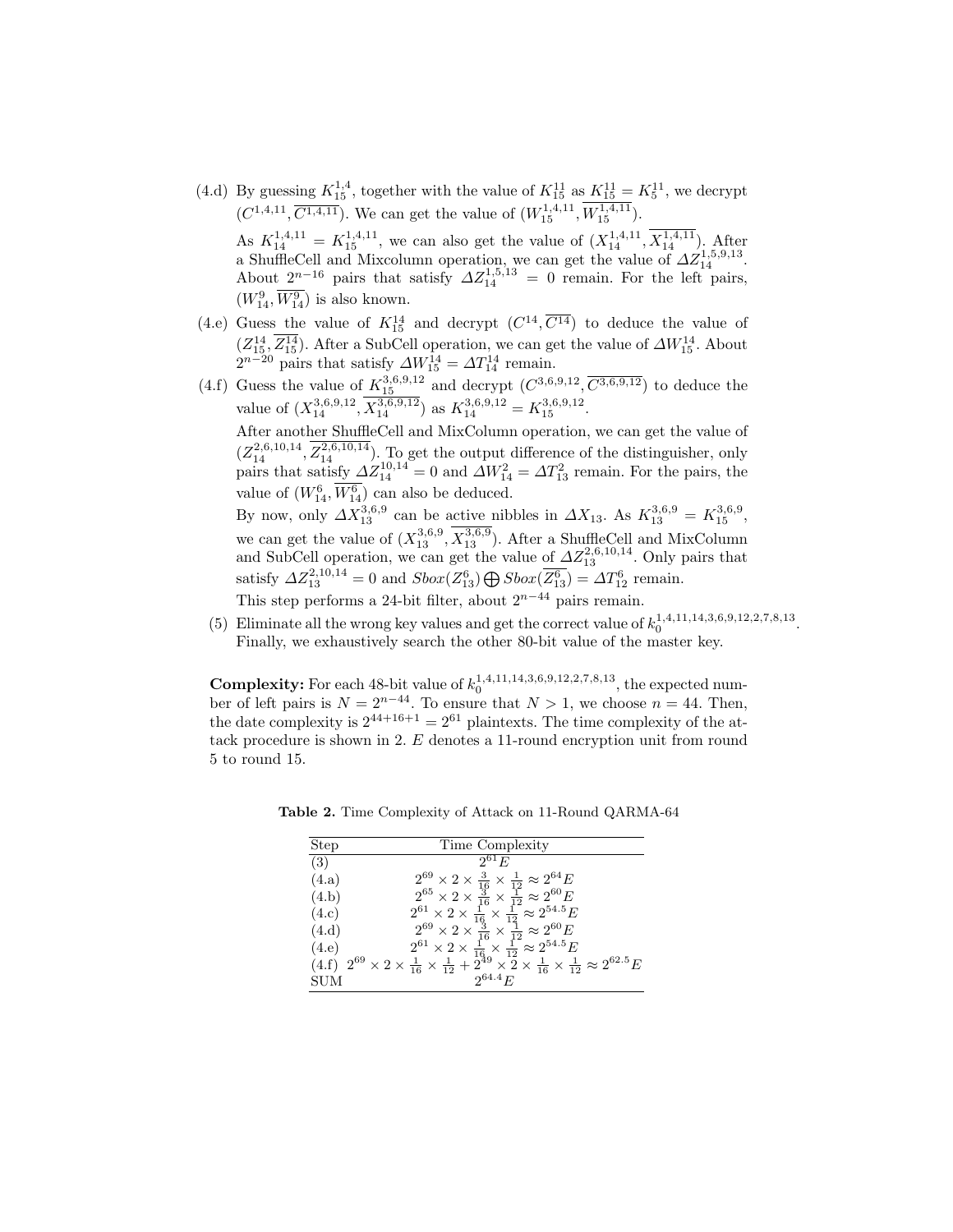(4.d) By guessing $K_{15}^{1,4}$, together with the value of $K_{15}^{11}$ as $K_{15}^{11} = K_5^{11}$, we decrypt $(C^{1,4,11}, \overline{C^{1,4,11}})$. We can get the value of $(W_{15}^{1,4,11}, \overline{W_{15}^{1,4,11}})$.

As $K_{14}^{1,4,11} = K_{15}^{1,4,11}$, we can also get the value of $(X_{14}^{1,4,11}, \overline{X_{14}^{1,4,11}})$. After a ShuffleCell and Mixcolumn operation, we can get the value of $\Delta Z_{14}^{1,5,9,13}$. About $2^{n-16}$ pairs that satisfy $\Delta Z_{14}^{1,5,13} = 0$ remain. For the left pairs, $(W_{14}^9, \overline{W_{14}^9})$ is also known.

(4.e) Guess the value of $K_{15}^{14}$ and decrypt $(C^{14}, \overline{C^{14}})$ to deduce the value of $(Z_{15}^{14}, \overline{Z_{15}^{14}})$. After a SubCell operation, we can get the value of $\Delta W_{15}^{14}$. About $2^{n-20}$ pairs that satisfy $\Delta W_{15}^{14} = \Delta T_{14}^{14}$ remain.

(4.f) Guess the value of $K_{15}^{3,6,9,12}$ and decrypt $(C^{3,6,9,12}, \overline{C^{3,6,9,12}})$ to deduce the value of $(X_{14}^{3,6,9,12}, \overline{X_{14}^{3,6,9,12}})$ as $K_{14}^{3,6,9,12} = K_{15}^{3,6,9,12}$.

After another ShuffleCell and MixColumn operation, we can get the value of $(Z_{14}^{2,6,10,14}, \overline{Z_{14}^{2,6,10,14}})$. To get the output difference of the distinguisher, only pairs that satisfy $\Delta Z_{14}^{10,14} = 0$ and $\Delta W_{14}^2 = \Delta T_{13}^2$ remain. For the pairs, the value of $(W_{14}^6, \overline{W_{14}^6})$ can also be deduced.

By now, only $\Delta X_{13}^{3,6,9}$ can be active nibbles in $\Delta X_{13}$. As $K_{13}^{3,6,9} = K_{15}^{3,6,9}$, we can get the value of $(X_{13}^{3,6,9}, \overline{X_{13}^{3,6,9}})$. After a ShuffleCell and MixColumn and SubCell operation, we can get the value of $\Delta Z_{13}^{2,6,10,14}$. Only pairs that satisfy $\Delta Z_{13}^{2,10,14} = 0$ and $Sbox(Z_{13}^6) \bigoplus Sbox(\overline{Z_{13}^6}) = \Delta T_{12}^6$ remain.

This step performs a 24-bit filter, about $2^{n-44}$ pairs remain.

(5) Eliminate all the wrong key values and get the correct value of $k_0^{1,4,11,14,3,6,9,12,2,7,8,13}$. Finally, we exhaustively search the other 80-bit value of the master key.

**Complexity:** For each 48-bit value of $k_0^{1,4,11,14,3,6,9,12,2,7,8,13}$, the expected number of left pairs is $N = 2^{n-44}$. To ensure that $N > 1$, we choose $n = 44$. Then, the date complexity is $2^{44+16+1} = 2^{61}$ plaintexts. The time complexity of the attack procedure is shown in 2. $E$ denotes a 11-round encryption unit from round 5 to round 15.

**Table 2.** Time Complexity of Attack on 11-Round QARMA-64

| Step | Time Complexity |
|---|---|
| (3) | $2^{61}E$ |
| (4.a) | $2^{69} \times 2 \times \frac{3}{16} \times \frac{1}{12} \approx 2^{64}E$ |
| (4.b) | $2^{65} \times 2 \times \frac{3}{16} \times \frac{1}{12} \approx 2^{60}E$ |
| (4.c) | $2^{61} \times 2 \times \frac{1}{16} \times \frac{1}{12} \approx 2^{54.5}E$ |
| (4.d) | $2^{69} \times 2 \times \frac{3}{16} \times \frac{1}{12} \approx 2^{60}E$ |
| (4.e) | $2^{61} \times 2 \times \frac{1}{16} \times \frac{1}{12} \approx 2^{54.5}E$ |
| (4.f) | $2^{69} \times 2 \times \frac{1}{16} \times \frac{1}{12} + 2^{49} \times 2 \times \frac{1}{16} \times \frac{1}{12} \approx 2^{62.5}E$ |
| SUM | $2^{64.4}E$ |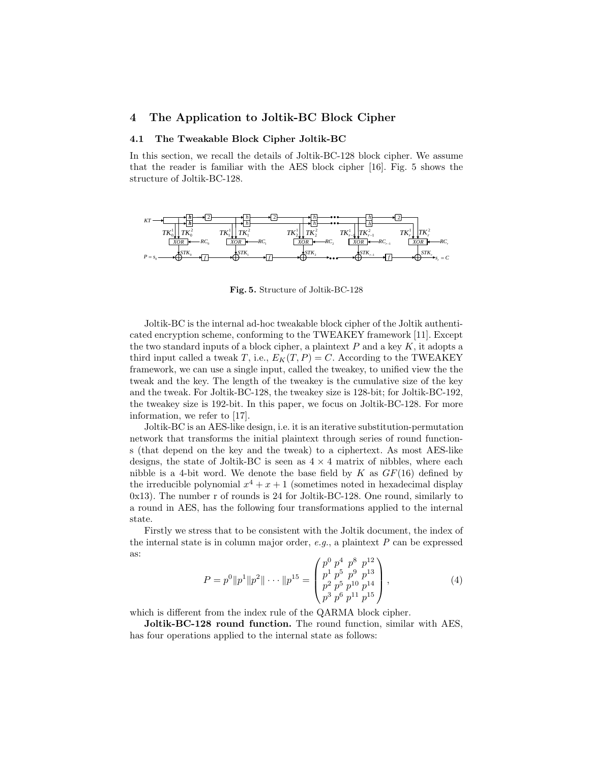## 4 The Application to Joltik-BC Block Cipher

### 4.1 The Tweakable Block Cipher Joltik-BC

In this section, we recall the details of Joltik-BC-128 block cipher. We assume that the reader is familiar with the AES block cipher [16]. Fig. 5 shows the structure of Joltik-BC-128.

**Fig. 5.** Structure of Joltik-BC-128

Joltik-BC is the internal ad-hoc tweakable block cipher of the Joltik authenticated encryption scheme, conforming to the TWEAKEY framework [11]. Except the two standard inputs of a block cipher, a plaintext $P$ and a key $K$, it adopts a third input called a tweak $T$, i.e., $E_K(T, P) = C$. According to the TWEAKEY framework, we can use a single input, called the tweakey, to unified view the the tweak and the key. The length of the tweakey is the cumulative size of the key and the tweak. For Joltik-BC-128, the tweakey size is 128-bit; for Joltik-BC-192, the tweakey size is 192-bit. In this paper, we focus on Joltik-BC-128. For more information, we refer to [17].

Joltik-BC is an AES-like design, i.e. it is an iterative substitution-permutation network that transforms the initial plaintext through series of round functions (that depend on the key and the tweak) to a ciphertext. As most AES-like designs, the state of Joltik-BC is seen as $4 \times 4$ matrix of nibbles, where each nibble is a 4-bit word. We denote the base field by $K$ as $GF(16)$ defined by the irreducible polynomial $x^4 + x + 1$ (sometimes noted in hexadecimal display 0x13). The number r of rounds is 24 for Joltik-BC-128. One round, similarly to a round in AES, has the following four transformations applied to the internal state.

Firstly we stress that to be consistent with the Joltik document, the index of the internal state is in column major order, *e.g.*, a plaintext $P$ can be expressed as:

$$P = p^0 \| p^1 \| p^2 \| \cdots \| p^{15} = \begin{pmatrix} p^0 & p^4 & p^8 & p^{12} \\ p^1 & p^5 & p^9 & p^{13} \\ p^2 & p^5 & p^{10} & p^{14} \\ p^3 & p^6 & p^{11} & p^{15} \end{pmatrix}, \tag{4}$$

which is different from the index rule of the QARMA block cipher.

**Joltik-BC-128 round function.** The round function, similar with AES, has four operations applied to the internal state as follows: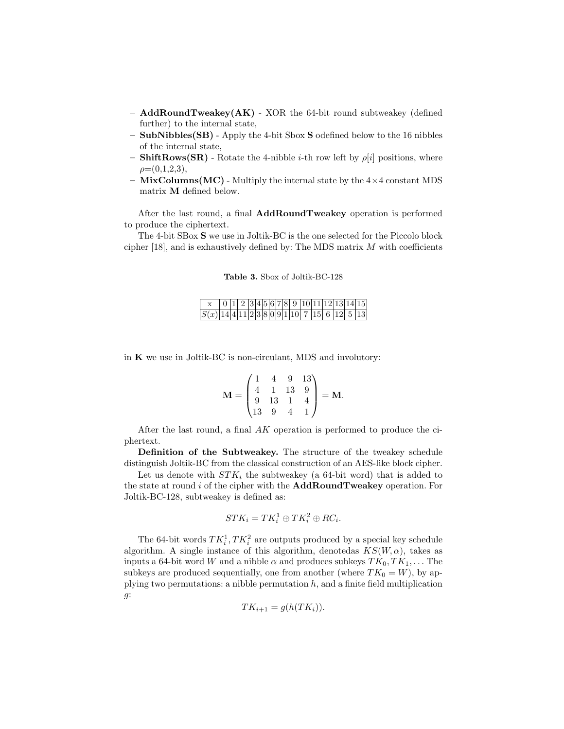– **AddRoundTweakey(AK)** - XOR the 64-bit round subtweakey (defined further) to the internal state,
– **SubNibbles(SB)** - Apply the 4-bit Sbox **S** odefined below to the 16 nibbles of the internal state,
– **ShiftRows(SR)** - Rotate the 4-nibble $i$-th row left by $\rho[i]$ positions, where $\rho$=(0,1,2,3),
– **MixColumns(MC)** - Multiply the internal state by the 4×4 constant MDS matrix **M** defined below.

After the last round, a final **AddRoundTweakey** operation is performed to produce the ciphertext.

The 4-bit SBox **S** we use in Joltik-BC is the one selected for the Piccolo block cipher [18], and is exhaustively defined by: The MDS matrix $M$ with coefficients

**Table 3.** Sbox of Joltik-BC-128

| x | 0 | 1 | 2 | 3 | 4 | 5 | 6 | 7 | 8 | 9 | 10 | 11 | 12 | 13 | 14 | 15 |
|---|---|---|---|---|---|---|---|---|---|---|---|---|---|---|---|---|
| $S(x)$ | 14 | 4 | 11 | 2 | 3 | 8 | 0 | 9 | 1 | 10 | 7 | 15 | 6 | 12 | 5 | 13 |

in **K** we use in Joltik-BC is non-circulant, MDS and involutory:

$$\mathbf{M} = \begin{pmatrix} 1 & 4 & 9 & 13 \\ 4 & 1 & 13 & 9 \\ 9 & 13 & 1 & 4 \\ 13 & 9 & 4 & 1 \end{pmatrix} = \overline{\mathbf{M}}.$$

After the last round, a final $AK$ operation is performed to produce the ciphertext.

**Definition of the Subtweakey.** The structure of the tweakey schedule distinguish Joltik-BC from the classical construction of an AES-like block cipher.

Let us denote with $STK_i$ the subtweakey (a 64-bit word) that is added to the state at round $i$ of the cipher with the **AddRoundTweakey** operation. For Joltik-BC-128, subtweakey is defined as:

$$STK_i = TK_i^1 \oplus TK_i^2 \oplus RC_i.$$

The 64-bit words $TK_i^1, TK_i^2$ are outputs produced by a special key schedule algorithm. A single instance of this algorithm, denotedas $KS(W, \alpha)$, takes as inputs a 64-bit word $W$ and a nibble $\alpha$ and produces subkeys $TK_0, TK_1, \ldots$ The subkeys are produced sequentially, one from another (where $TK_0 = W$), by applying two permutations: a nibble permutation $h$, and a finite field multiplication $g$:

$$TK_{i+1} = g(h(TK_i)).$$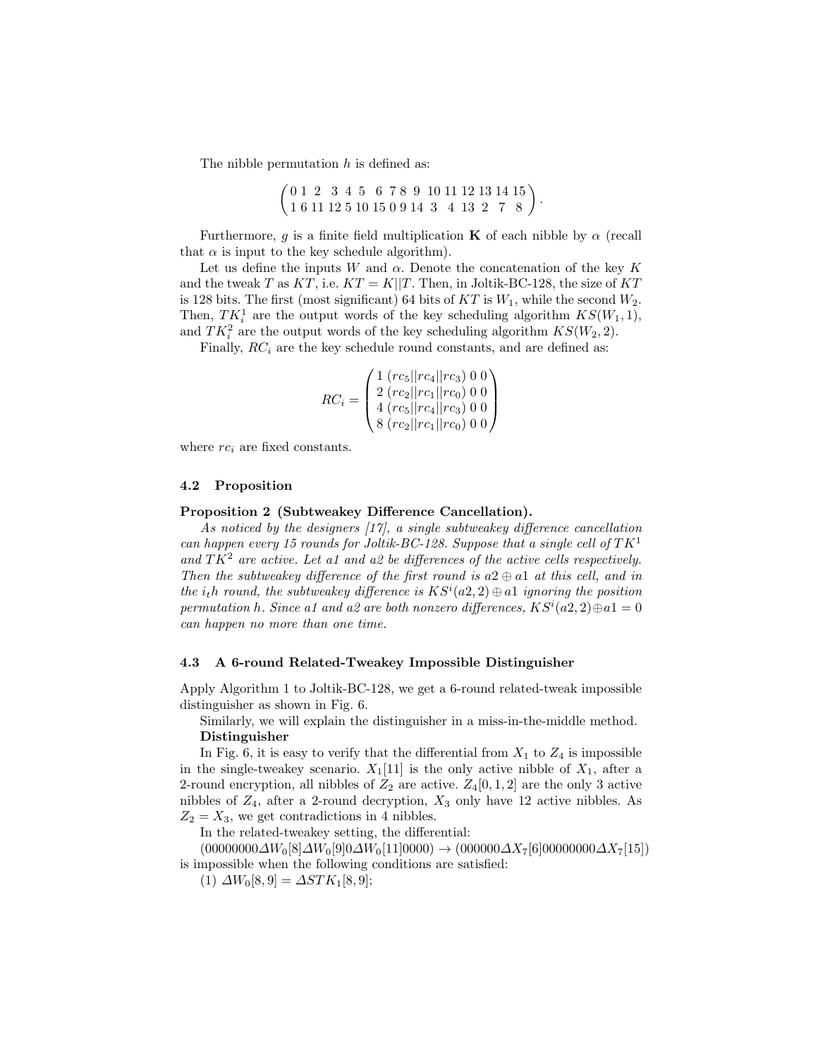The nibble permutation $h$ is defined as:

$$\begin{pmatrix} 0 & 1 & 2 & 3 & 4 & 5 & 6 & 7 & 8 & 9 & 10 & 11 & 12 & 13 & 14 & 15 \\ 1 & 6 & 11 & 12 & 5 & 10 & 15 & 0 & 9 & 14 & 3 & 4 & 13 & 2 & 7 & 8 \end{pmatrix}.$$

Furthermore, $g$ is a finite field multiplication $\mathbf{K}$ of each nibble by $\alpha$ (recall that $\alpha$ is input to the key schedule algorithm).

Let us define the inputs $W$ and $\alpha$. Denote the concatenation of the key $K$ and the tweak $T$ as $KT$, i.e. $KT = K||T$. Then, in Joltik-BC-128, the size of $KT$ is 128 bits. The first (most significant) 64 bits of $KT$ is $W_1$, while the second $W_2$. Then, $TK_i^1$ are the output words of the key scheduling algorithm $KS(W_1, 1)$, and $TK_i^2$ are the output words of the key scheduling algorithm $KS(W_2, 2)$.

Finally, $RC_i$ are the key schedule round constants, and are defined as:

$$RC_i = \begin{pmatrix} 1 & (rc_5||rc_4||rc_3) & 0 & 0 \\ 2 & (rc_2||rc_1||rc_0) & 0 & 0 \\ 4 & (rc_5||rc_4||rc_3) & 0 & 0 \\ 8 & (rc_2||rc_1||rc_0) & 0 & 0 \end{pmatrix}$$

where $rc_i$ are fixed constants.

### 4.2 Proposition

**Proposition 2 (Subtweakey Difference Cancellation).**
*As noticed by the designers [17], a single subtweakey difference cancellation can happen every 15 rounds for Joltik-BC-128. Suppose that a single cell of $TK^1$ and $TK^2$ are active. Let a1 and a2 be differences of the active cells respectively. Then the subtweakey difference of the first round is $a2 \oplus a1$ at this cell, and in the $i_th$ round, the subtweakey difference is $KS^i(a2, 2) \oplus a1$ ignoring the position permutation $h$. Since a1 and a2 are both nonzero differences, $KS^i(a2, 2) \oplus a1 = 0$ can happen no more than one time.*

### 4.3 A 6-round Related-Tweakey Impossible Distinguisher

Apply Algorithm 1 to Joltik-BC-128, we get a 6-round related-tweak impossible distinguisher as shown in Fig. 6.

Similarly, we will explain the distinguisher in a miss-in-the-middle method.

**Distinguisher**

In Fig. 6, it is easy to verify that the differential from $X_1$ to $Z_4$ is impossible in the single-tweakey scenario. $X_1[11]$ is the only active nibble of $X_1$, after a 2-round encryption, all nibbles of $Z_2$ are active. $Z_4[0, 1, 2]$ are the only 3 active nibbles of $Z_4$, after a 2-round decryption, $X_3$ only have 12 active nibbles. As $Z_2 = X_3$, we get contradictions in 4 nibbles.

In the related-tweakey setting, the differential:

$(00000000\Delta W_0[8]\Delta W_0[9]0\Delta W_0[11]0000) \to (000000\Delta X_7[6]00000000\Delta X_7[15])$ is impossible when the following conditions are satisfied:

(1) $\Delta W_0[8, 9] = \Delta STK_1[8, 9]$;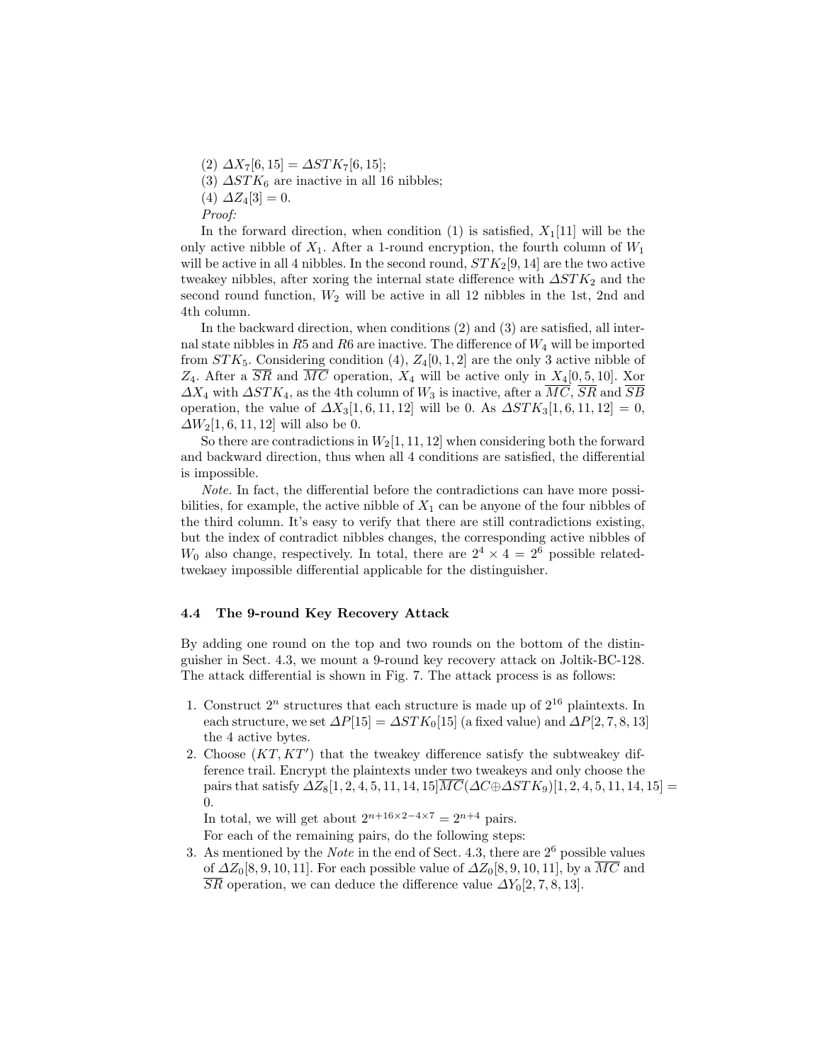(2) $\Delta X_7[6, 15] = \Delta STK_7[6, 15]$;

(3) $\Delta STK_6$ are inactive in all 16 nibbles;

(4) $\Delta Z_4[3] = 0$.

*Proof:*

In the forward direction, when condition (1) is satisfied, $X_1[11]$ will be the only active nibble of $X_1$. After a 1-round encryption, the fourth column of $W_1$ will be active in all 4 nibbles. In the second round, $STK_2[9, 14]$ are the two active tweakey nibbles, after xoring the internal state difference with $\Delta STK_2$ and the second round function, $W_2$ will be active in all 12 nibbles in the 1st, 2nd and 4th column.

In the backward direction, when conditions (2) and (3) are satisfied, all internal state nibbles in $R5$ and $R6$ are inactive. The difference of $W_4$ will be imported from $STK_5$. Considering condition (4), $Z_4[0, 1, 2]$ are the only 3 active nibble of $Z_4$. After a $\overline{SR}$ and $\overline{MC}$ operation, $X_4$ will be active only in $X_4[0, 5, 10]$. Xor $\Delta X_4$ with $\Delta STK_4$, as the 4th column of $W_3$ is inactive, after a $\overline{MC}$, $\overline{SR}$ and $\overline{SB}$ operation, the value of $\Delta X_3[1, 6, 11, 12]$ will be 0. As $\Delta STK_3[1, 6, 11, 12] = 0$, $\Delta W_2[1, 6, 11, 12]$ will also be 0.

So there are contradictions in $W_2[1, 11, 12]$ when considering both the forward and backward direction, thus when all 4 conditions are satisfied, the differential is impossible.

*Note.* In fact, the differential before the contradictions can have more possibilities, for example, the active nibble of $X_1$ can be anyone of the four nibbles of the third column. It's easy to verify that there are still contradictions existing, but the index of contradict nibbles changes, the corresponding active nibbles of $W_0$ also change, respectively. In total, there are $2^4 \times 4 = 2^6$ possible related-twekaey impossible differential applicable for the distinguisher.

### 4.4 The 9-round Key Recovery Attack

By adding one round on the top and two rounds on the bottom of the distinguisher in Sect. 4.3, we mount a 9-round key recovery attack on Joltik-BC-128. The attack differential is shown in Fig. 7. The attack process is as follows:

1. Construct $2^n$ structures that each structure is made up of $2^{16}$ plaintexts. In each structure, we set $\Delta P[15] = \Delta STK_0[15]$ (a fixed value) and $\Delta P[2, 7, 8, 13]$ the 4 active bytes.
2. Choose $(KT, KT')$ that the tweakey difference satisfy the subtweakey difference trail. Encrypt the plaintexts under two tweakeys and only choose the pairs that satisfy $\Delta Z_8[1, 2, 4, 5, 11, 14, 15]\overline{MC}(\Delta C \oplus \Delta STK_9)[1, 2, 4, 5, 11, 14, 15] = 0$.

   In total, we will get about $2^{n+16\times 2-4\times 7} = 2^{n+4}$ pairs.

   For each of the remaining pairs, do the following steps:
3. As mentioned by the *Note* in the end of Sect. 4.3, there are $2^6$ possible values of $\Delta Z_0[8, 9, 10, 11]$. For each possible value of $\Delta Z_0[8, 9, 10, 11]$, by a $\overline{MC}$ and $\overline{SR}$ operation, we can deduce the difference value $\Delta Y_0[2, 7, 8, 13]$.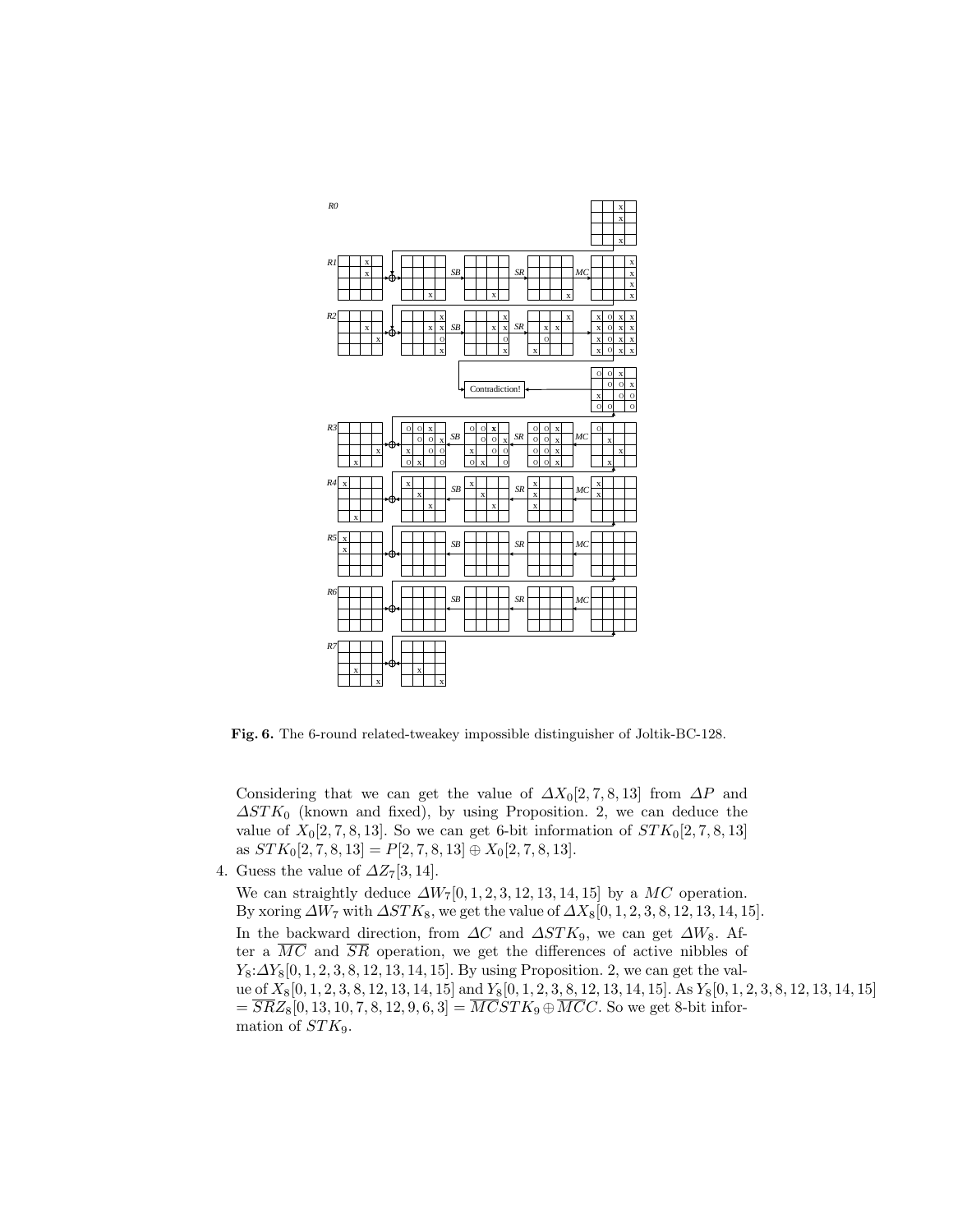**Fig. 6.** The 6-round related-tweakey impossible distinguisher of Joltik-BC-128.

Considering that we can get the value of $\Delta X_0[2,7,8,13]$ from $\Delta P$ and $\Delta STK_0$ (known and fixed), by using Proposition. 2, we can deduce the value of $X_0[2,7,8,13]$. So we can get 6-bit information of $STK_0[2,7,8,13]$ as $STK_0[2,7,8,13] = P[2,7,8,13] \oplus X_0[2,7,8,13]$.

4. Guess the value of $\Delta Z_7[3,14]$.

   We can straightly deduce $\Delta W_7[0,1,2,3,12,13,14,15]$ by a $MC$ operation. By xoring $\Delta W_7$ with $\Delta STK_8$, we get the value of $\Delta X_8[0,1,2,3,8,12,13,14,15]$. In the backward direction, from $\Delta C$ and $\Delta STK_9$, we can get $\Delta W_8$. After a $\overline{MC}$ and $\overline{SR}$ operation, we get the differences of active nibbles of $Y_8$:$\Delta Y_8[0,1,2,3,8,12,13,14,15]$. By using Proposition. 2, we can get the value of $X_8[0,1,2,3,8,12,13,14,15]$ and $Y_8[0,1,2,3,8,12,13,14,15]$. As $Y_8[0,1,2,3,8,12,13,14,15] = \overline{SR}Z_8[0,13,10,7,8,12,9,6,3] = \overline{MC}STK_9 \oplus \overline{MC}C$. So we get 8-bit information of $STK_9$.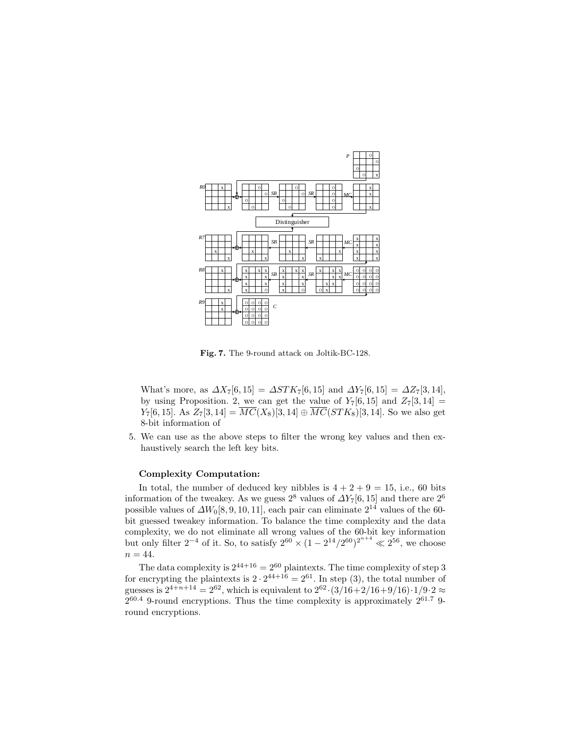**Fig. 7.** The 9-round attack on Joltik-BC-128.

What's more, as $\Delta X_7[6,15] = \Delta STK_7[6,15]$ and $\Delta Y_7[6,15] = \Delta Z_7[3,14]$, by using Proposition. 2, we can get the value of $Y_7[6,15]$ and $Z_7[3,14] = Y_7[6,15]$. As $Z_7[3,14] = \overline{MC}(X_8)[3,14] \oplus \overline{MC}(STK_8)[3,14]$. So we also get 8-bit information of

5. We can use as the above steps to filter the wrong key values and then exhaustively search the left key bits.

**Complexity Computation:**

In total, the number of deduced key nibbles is $4+2+9=15$, i.e., 60 bits information of the tweakey. As we guess $2^8$ values of $\Delta Y_7[6,15]$ and there are $2^6$ possible values of $\Delta W_0[8,9,10,11]$, each pair can eliminate $2^{14}$ values of the 60-bit guessed tweakey information. To balance the time complexity and the data complexity, we do not eliminate all wrong values of the 60-bit key information but only filter $2^{-4}$ of it. So, to satisfy $2^{60} \times (1 - 2^{14}/2^{60})^{2^{n+4}} \ll 2^{56}$, we choose $n = 44$.

The data complexity is $2^{44+16} = 2^{60}$ plaintexts. The time complexity of step 3 for encrypting the plaintexts is $2 \cdot 2^{44+16} = 2^{61}$. In step (3), the total number of guesses is $2^{4+n+14} = 2^{62}$, which is equivalent to $2^{62} \cdot (3/16 + 2/16 + 9/16) \cdot 1/9 \cdot 2 \approx 2^{60.4}$ 9-round encryptions. Thus the time complexity is approximately $2^{61.7}$ 9-round encryptions.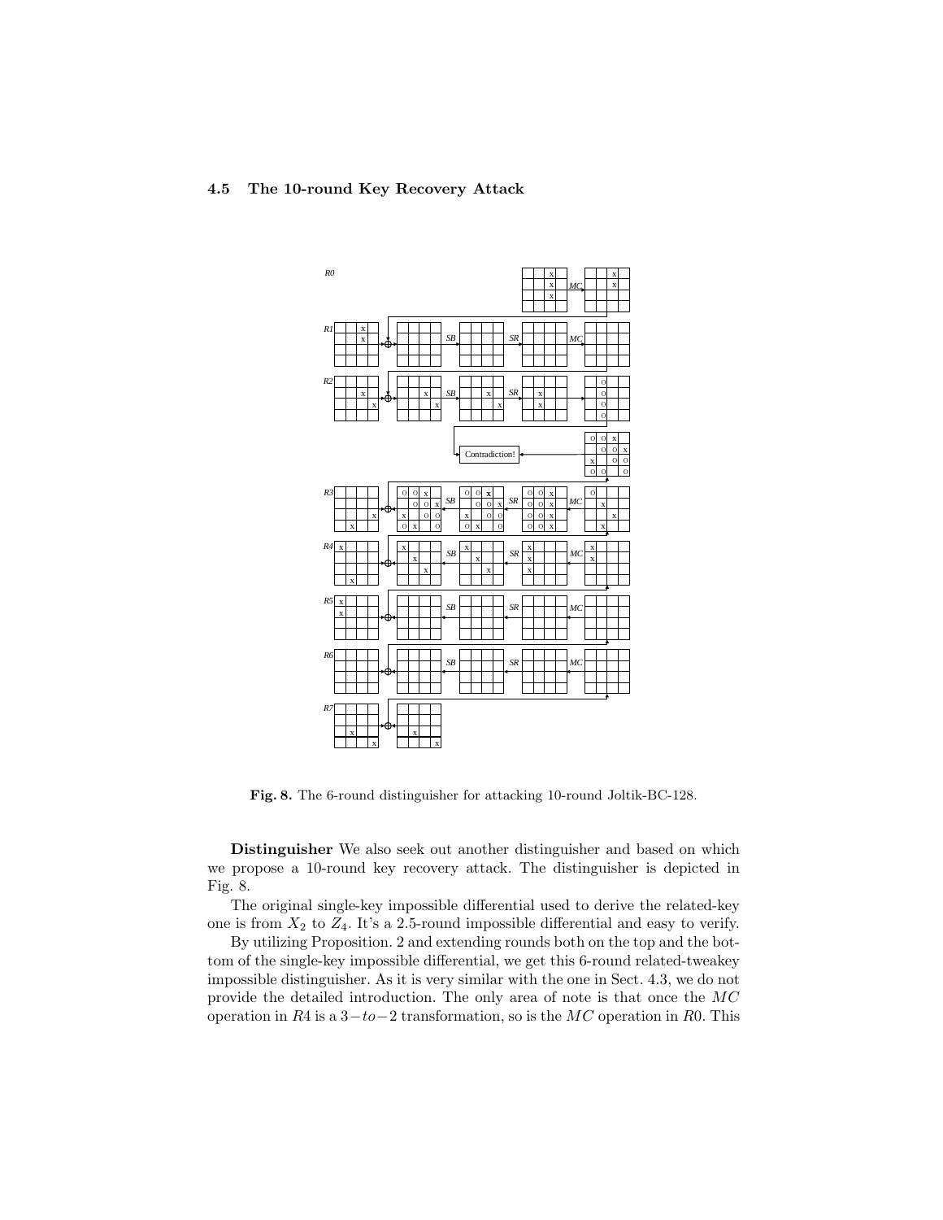### 4.5 The 10-round Key Recovery Attack

Fig. 8. The 6-round distinguisher for attacking 10-round Joltik-BC-128.

**Distinguisher** We also seek out another distinguisher and based on which we propose a 10-round key recovery attack. The distinguisher is depicted in Fig. 8.

The original single-key impossible differential used to derive the related-key one is from $X_2$ to $Z_4$. It's a 2.5-round impossible differential and easy to verify.

By utilizing Proposition. 2 and extending rounds both on the top and the bottom of the single-key impossible differential, we get this 6-round related-tweakey impossible distinguisher. As it is very similar with the one in Sect. 4.3, we do not provide the detailed introduction. The only area of note is that once the $MC$ operation in $R4$ is a $3-to-2$ transformation, so is the $MC$ operation in $R0$. This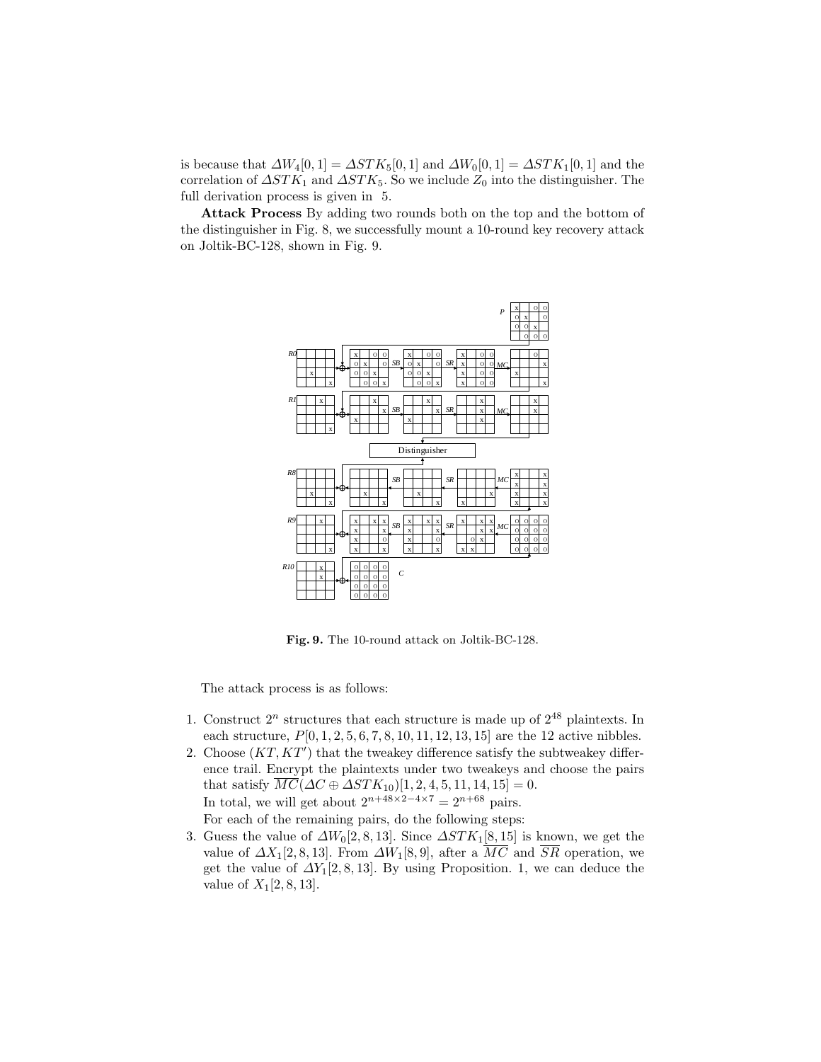is because that $\Delta W_4[0,1] = \Delta STK_5[0,1]$ and $\Delta W_0[0,1] = \Delta STK_1[0,1]$ and the correlation of $\Delta STK_1$ and $\Delta STK_5$. So we include $Z_0$ into the distinguisher. The full derivation process is given in 5.

**Attack Process** By adding two rounds both on the top and the bottom of the distinguisher in Fig. 8, we successfully mount a 10-round key recovery attack on Joltik-BC-128, shown in Fig. 9.

**Fig. 9.** The 10-round attack on Joltik-BC-128.

The attack process is as follows:

1. Construct $2^n$ structures that each structure is made up of $2^{48}$ plaintexts. In each structure, $P[0,1,2,5,6,7,8,10,11,12,13,15]$ are the 12 active nibbles.
2. Choose $(KT, KT')$ that the tweakey difference satisfy the subtweakey difference trail. Encrypt the plaintexts under two tweakeys and choose the pairs that satisfy $\overline{MC}(\Delta C \oplus \Delta STK_{10})[1,2,4,5,11,14,15] = 0$.
   In total, we will get about $2^{n+48\times 2-4\times 7} = 2^{n+68}$ pairs.
   For each of the remaining pairs, do the following steps:
3. Guess the value of $\Delta W_0[2,8,13]$. Since $\Delta STK_1[8,15]$ is known, we get the value of $\Delta X_1[2,8,13]$. From $\Delta W_1[8,9]$, after a $\overline{MC}$ and $\overline{SR}$ operation, we get the value of $\Delta Y_1[2,8,13]$. By using Proposition. 1, we can deduce the value of $X_1[2,8,13]$.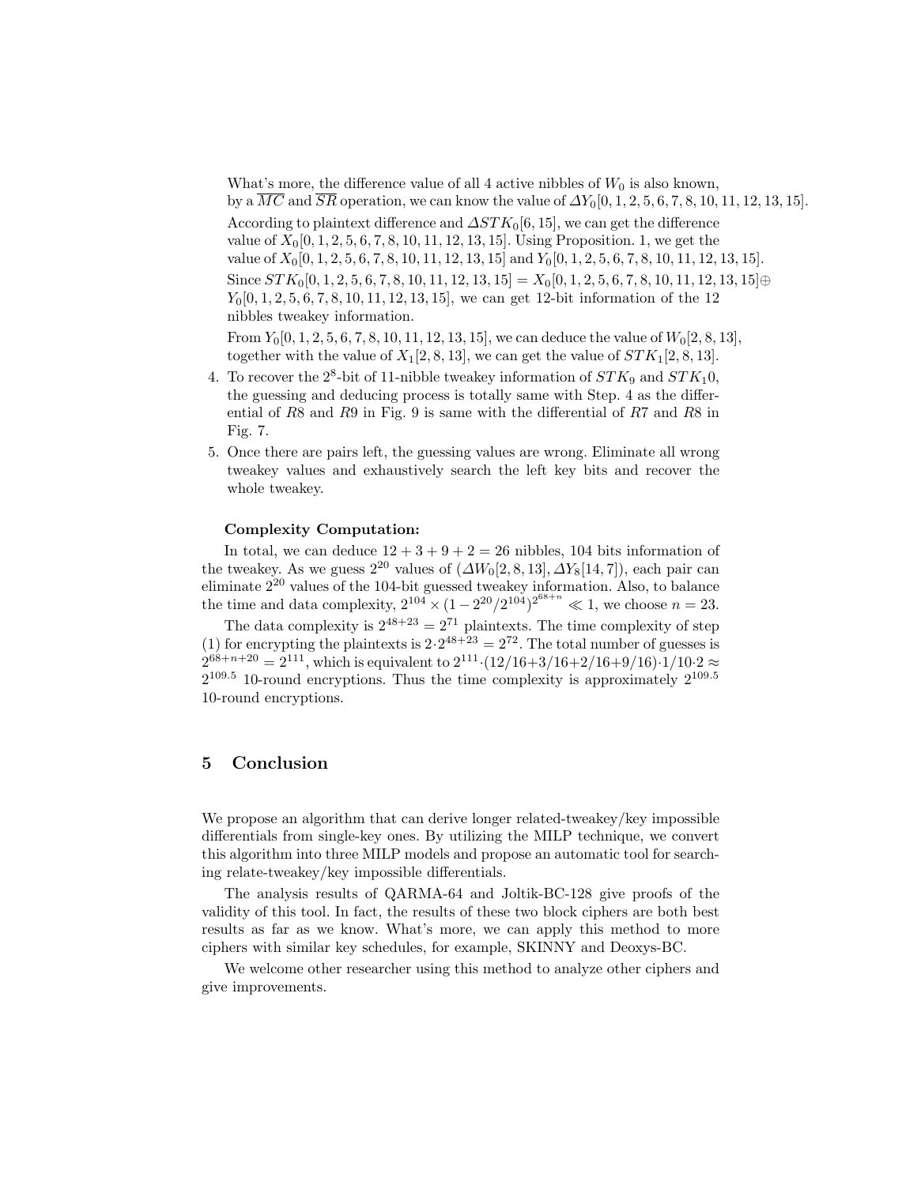What's more, the difference value of all 4 active nibbles of $W_0$ is also known, by a $\overline{MC}$ and $\overline{SR}$ operation, we can know the value of $\Delta Y_0[0, 1, 2, 5, 6, 7, 8, 10, 11, 12, 13, 15]$. According to plaintext difference and $\Delta STK_0[6, 15]$, we can get the difference value of $X_0[0, 1, 2, 5, 6, 7, 8, 10, 11, 12, 13, 15]$. Using Proposition. 1, we get the value of $X_0[0, 1, 2, 5, 6, 7, 8, 10, 11, 12, 13, 15]$ and $Y_0[0, 1, 2, 5, 6, 7, 8, 10, 11, 12, 13, 15]$. Since $STK_0[0, 1, 2, 5, 6, 7, 8, 10, 11, 12, 13, 15] = X_0[0, 1, 2, 5, 6, 7, 8, 10, 11, 12, 13, 15] \oplus Y_0[0, 1, 2, 5, 6, 7, 8, 10, 11, 12, 13, 15]$, we can get 12-bit information of the 12 nibbles tweakey information.

From $Y_0[0, 1, 2, 5, 6, 7, 8, 10, 11, 12, 13, 15]$, we can deduce the value of $W_0[2, 8, 13]$, together with the value of $X_1[2, 8, 13]$, we can get the value of $STK_1[2, 8, 13]$.

4. To recover the $2^8$-bit of 11-nibble tweakey information of $STK_9$ and $STK_10$, the guessing and deducing process is totally same with Step. 4 as the differential of $R8$ and $R9$ in Fig. 9 is same with the differential of $R7$ and $R8$ in Fig. 7.
5. Once there are pairs left, the guessing values are wrong. Eliminate all wrong tweakey values and exhaustively search the left key bits and recover the whole tweakey.

**Complexity Computation:**

In total, we can deduce $12 + 3 + 9 + 2 = 26$ nibbles, 104 bits information of the tweakey. As we guess $2^{20}$ values of $(\Delta W_0[2, 8, 13], \Delta Y_8[14, 7])$, each pair can eliminate $2^{20}$ values of the 104-bit guessed tweakey information. Also, to balance the time and data complexity, $2^{104} \times (1 - 2^{20}/2^{104})^{2^{68+n}} \ll 1$, we choose $n = 23$.

The data complexity is $2^{48+23} = 2^{71}$ plaintexts. The time complexity of step (1) for encrypting the plaintexts is $2 \cdot 2^{48+23} = 2^{72}$. The total number of guesses is $2^{68+n+20} = 2^{111}$, which is equivalent to $2^{111} \cdot (12/16 + 3/16 + 2/16 + 9/16) \cdot 1/10 \cdot 2 \approx 2^{109.5}$ 10-round encryptions. Thus the time complexity is approximately $2^{109.5}$ 10-round encryptions.

## 5 Conclusion

We propose an algorithm that can derive longer related-tweakey/key impossible differentials from single-key ones. By utilizing the MILP technique, we convert this algorithm into three MILP models and propose an automatic tool for searching relate-tweakey/key impossible differentials.

The analysis results of QARMA-64 and Joltik-BC-128 give proofs of the validity of this tool. In fact, the results of these two block ciphers are both best results as far as we know. What's more, we can apply this method to more ciphers with similar key schedules, for example, SKINNY and Deoxys-BC.

We welcome other researcher using this method to analyze other ciphers and give improvements.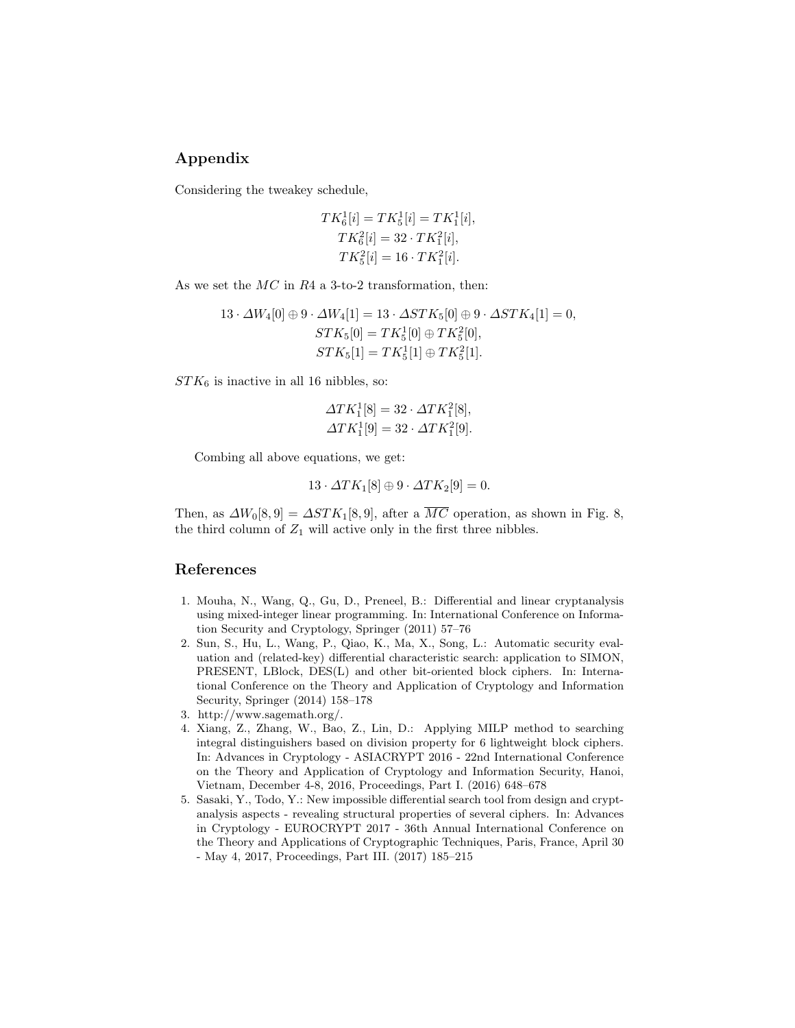## Appendix

Considering the tweakey schedule,

$$TK_6^1[i] = TK_5^1[i] = TK_1^1[i],$$
$$TK_6^2[i] = 32 \cdot TK_1^2[i],$$
$$TK_5^2[i] = 16 \cdot TK_1^2[i].$$

As we set the $MC$ in $R4$ a 3-to-2 transformation, then:

$$13 \cdot \Delta W_4[0] \oplus 9 \cdot \Delta W_4[1] = 13 \cdot \Delta STK_5[0] \oplus 9 \cdot \Delta STK_4[1] = 0,$$
$$STK_5[0] = TK_5^1[0] \oplus TK_5^2[0],$$
$$STK_5[1] = TK_5^1[1] \oplus TK_5^2[1].$$

$STK_6$ is inactive in all 16 nibbles, so:

$$\Delta TK_1^1[8] = 32 \cdot \Delta TK_1^2[8],$$
$$\Delta TK_1^1[9] = 32 \cdot \Delta TK_1^2[9].$$

Combing all above equations, we get:

$$13 \cdot \Delta TK_1[8] \oplus 9 \cdot \Delta TK_2[9] = 0.$$

Then, as $\Delta W_0[8,9] = \Delta STK_1[8,9]$, after a $\overline{MC}$ operation, as shown in Fig. 8, the third column of $Z_1$ will active only in the first three nibbles.

## References

1. Mouha, N., Wang, Q., Gu, D., Preneel, B.: Differential and linear cryptanalysis using mixed-integer linear programming. In: International Conference on Information Security and Cryptology, Springer (2011) 57–76
2. Sun, S., Hu, L., Wang, P., Qiao, K., Ma, X., Song, L.: Automatic security evaluation and (related-key) differential characteristic search: application to SIMON, PRESENT, LBlock, DES(L) and other bit-oriented block ciphers. In: International Conference on the Theory and Application of Cryptology and Information Security, Springer (2014) 158–178
3. http://www.sagemath.org/.
4. Xiang, Z., Zhang, W., Bao, Z., Lin, D.: Applying MILP method to searching integral distinguishers based on division property for 6 lightweight block ciphers. In: Advances in Cryptology - ASIACRYPT 2016 - 22nd International Conference on the Theory and Application of Cryptology and Information Security, Hanoi, Vietnam, December 4-8, 2016, Proceedings, Part I. (2016) 648–678
5. Sasaki, Y., Todo, Y.: New impossible differential search tool from design and cryptanalysis aspects - revealing structural properties of several ciphers. In: Advances in Cryptology - EUROCRYPT 2017 - 36th Annual International Conference on the Theory and Applications of Cryptographic Techniques, Paris, France, April 30 - May 4, 2017, Proceedings, Part III. (2017) 185–215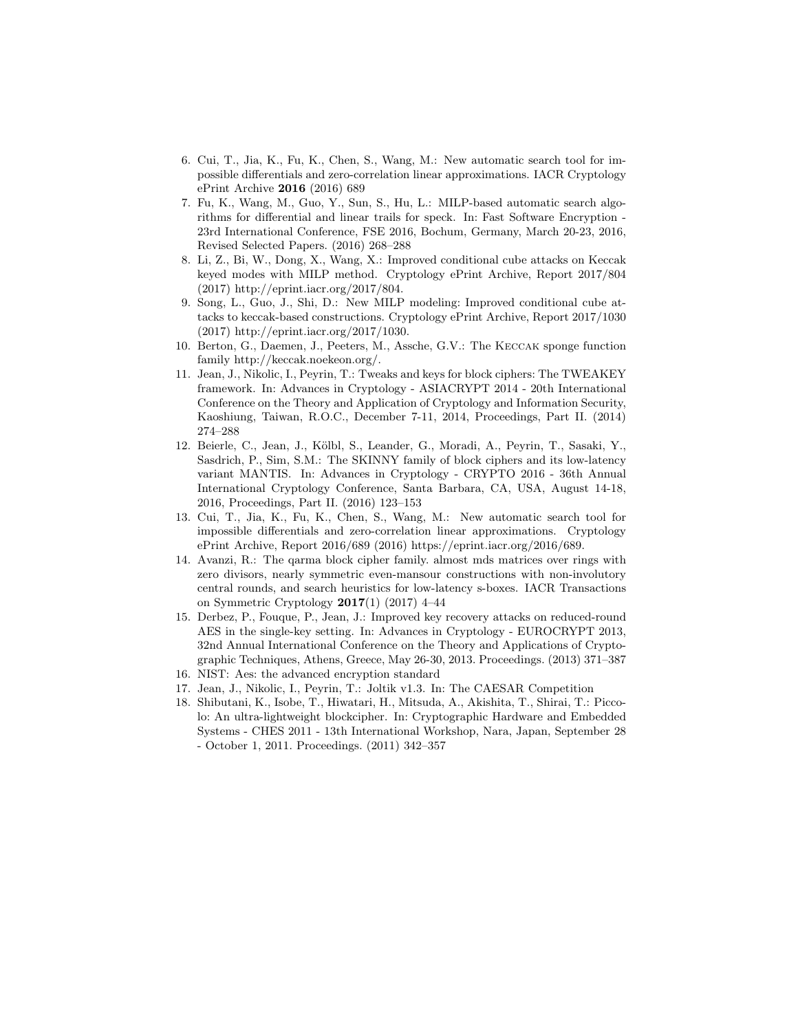6. Cui, T., Jia, K., Fu, K., Chen, S., Wang, M.: New automatic search tool for impossible differentials and zero-correlation linear approximations. IACR Cryptology ePrint Archive **2016** (2016) 689
7. Fu, K., Wang, M., Guo, Y., Sun, S., Hu, L.: MILP-based automatic search algorithms for differential and linear trails for speck. In: Fast Software Encryption - 23rd International Conference, FSE 2016, Bochum, Germany, March 20-23, 2016, Revised Selected Papers. (2016) 268–288
8. Li, Z., Bi, W., Dong, X., Wang, X.: Improved conditional cube attacks on Keccak keyed modes with MILP method. Cryptology ePrint Archive, Report 2017/804 (2017) http://eprint.iacr.org/2017/804.
9. Song, L., Guo, J., Shi, D.: New MILP modeling: Improved conditional cube attacks to keccak-based constructions. Cryptology ePrint Archive, Report 2017/1030 (2017) http://eprint.iacr.org/2017/1030.
10. Berton, G., Daemen, J., Peeters, M., Assche, G.V.: The Keccak sponge function family http://keccak.noekeon.org/.
11. Jean, J., Nikolic, I., Peyrin, T.: Tweaks and keys for block ciphers: The TWEAKEY framework. In: Advances in Cryptology - ASIACRYPT 2014 - 20th International Conference on the Theory and Application of Cryptology and Information Security, Kaoshiung, Taiwan, R.O.C., December 7-11, 2014, Proceedings, Part II. (2014) 274–288
12. Beierle, C., Jean, J., Kölbl, S., Leander, G., Moradi, A., Peyrin, T., Sasaki, Y., Sasdrich, P., Sim, S.M.: The SKINNY family of block ciphers and its low-latency variant MANTIS. In: Advances in Cryptology - CRYPTO 2016 - 36th Annual International Cryptology Conference, Santa Barbara, CA, USA, August 14-18, 2016, Proceedings, Part II. (2016) 123–153
13. Cui, T., Jia, K., Fu, K., Chen, S., Wang, M.: New automatic search tool for impossible differentials and zero-correlation linear approximations. Cryptology ePrint Archive, Report 2016/689 (2016) https://eprint.iacr.org/2016/689.
14. Avanzi, R.: The qarma block cipher family. almost mds matrices over rings with zero divisors, nearly symmetric even-mansour constructions with non-involutory central rounds, and search heuristics for low-latency s-boxes. IACR Transactions on Symmetric Cryptology **2017**(1) (2017) 4–44
15. Derbez, P., Fouque, P., Jean, J.: Improved key recovery attacks on reduced-round AES in the single-key setting. In: Advances in Cryptology - EUROCRYPT 2013, 32nd Annual International Conference on the Theory and Applications of Cryptographic Techniques, Athens, Greece, May 26-30, 2013. Proceedings. (2013) 371–387
16. NIST: Aes: the advanced encryption standard
17. Jean, J., Nikolic, I., Peyrin, T.: Joltik v1.3. In: The CAESAR Competition
18. Shibutani, K., Isobe, T., Hiwatari, H., Mitsuda, A., Akishita, T., Shirai, T.: Piccolo: An ultra-lightweight blockcipher. In: Cryptographic Hardware and Embedded Systems - CHES 2011 - 13th International Workshop, Nara, Japan, September 28 - October 1, 2011. Proceedings. (2011) 342–357